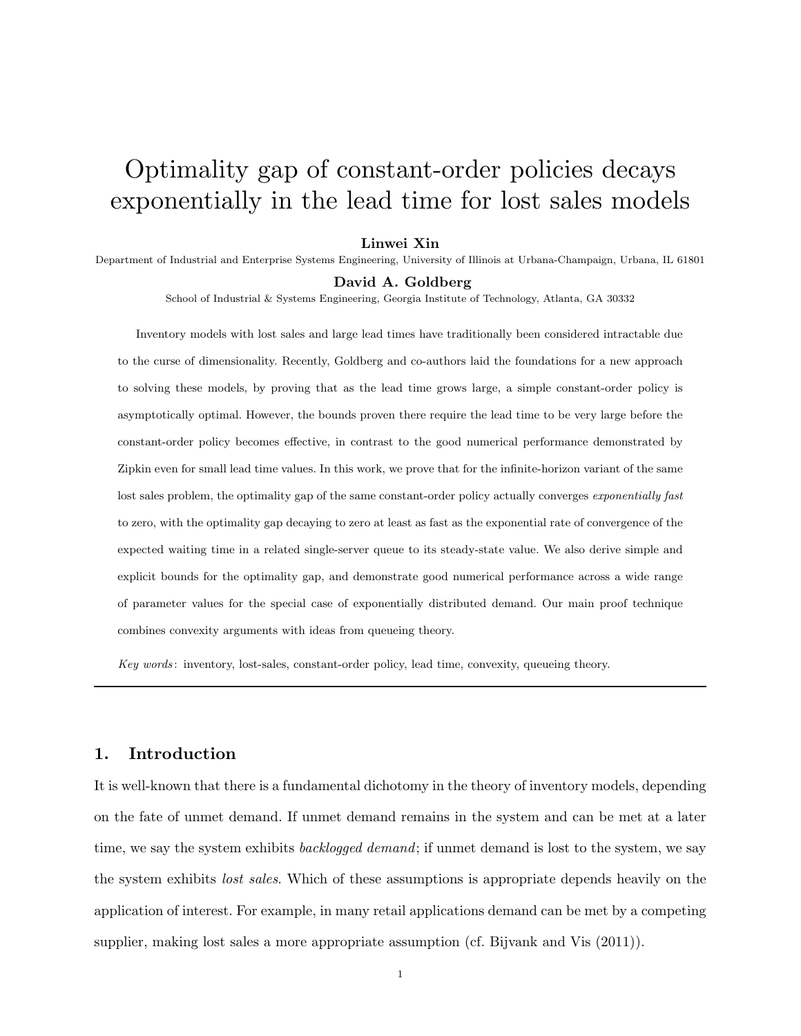# Optimality gap of constant-order policies decays exponentially in the lead time for lost sales models

**Linwei Xin**

Department of Industrial and Enterprise Systems Engineering, University of Illinois at Urbana-Champaign, Urbana, IL 61801

**David A. Goldberg**

School of Industrial & Systems Engineering, Georgia Institute of Technology, Atlanta, GA 30332

Inventory models with lost sales and large lead times have traditionally been considered intractable due to the curse of dimensionality. Recently, Goldberg and co-authors laid the foundations for a new approach to solving these models, by proving that as the lead time grows large, a simple constant-order policy is asymptotically optimal. However, the bounds proven there require the lead time to be very large before the constant-order policy becomes effective, in contrast to the good numerical performance demonstrated by Zipkin even for small lead time values. In this work, we prove that for the infinite-horizon variant of the same lost sales problem, the optimality gap of the same constant-order policy actually converges *exponentially fast* to zero, with the optimality gap decaying to zero at least as fast as the exponential rate of convergence of the expected waiting time in a related single-server queue to its steady-state value. We also derive simple and explicit bounds for the optimality gap, and demonstrate good numerical performance across a wide range of parameter values for the special case of exponentially distributed demand. Our main proof technique combines convexity arguments with ideas from queueing theory.

*Key words*: inventory, lost-sales, constant-order policy, lead time, convexity, queueing theory.

---

## 1. Introduction

It is well-known that there is a fundamental dichotomy in the theory of inventory models, depending on the fate of unmet demand. If unmet demand remains in the system and can be met at a later time, we say the system exhibits *backlogged demand*; if unmet demand is lost to the system, we say the system exhibits *lost sales*. Which of these assumptions is appropriate depends heavily on the application of interest. For example, in many retail applications demand can be met by a competing supplier, making lost sales a more appropriate assumption (cf. Bijvank and Vis (2011)).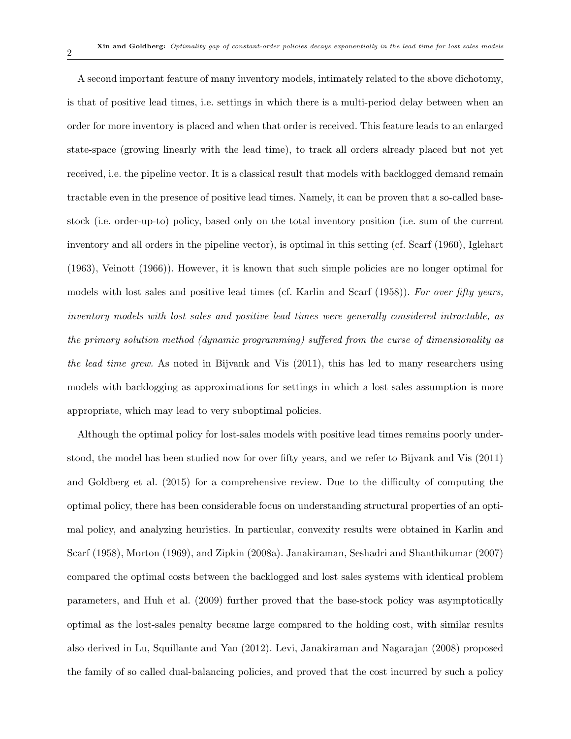A second important feature of many inventory models, intimately related to the above dichotomy, is that of positive lead times, i.e. settings in which there is a multi-period delay between when an order for more inventory is placed and when that order is received. This feature leads to an enlarged state-space (growing linearly with the lead time), to track all orders already placed but not yet received, i.e. the pipeline vector. It is a classical result that models with backlogged demand remain tractable even in the presence of positive lead times. Namely, it can be proven that a so-called base-stock (i.e. order-up-to) policy, based only on the total inventory position (i.e. sum of the current inventory and all orders in the pipeline vector), is optimal in this setting (cf. Scarf (1960), Iglehart (1963), Veinott (1966)). However, it is known that such simple policies are no longer optimal for models with lost sales and positive lead times (cf. Karlin and Scarf (1958)). *For over fifty years, inventory models with lost sales and positive lead times were generally considered intractable, as the primary solution method (dynamic programming) suffered from the curse of dimensionality as the lead time grew.* As noted in Bijvank and Vis (2011), this has led to many researchers using models with backlogging as approximations for settings in which a lost sales assumption is more appropriate, which may lead to very suboptimal policies.

Although the optimal policy for lost-sales models with positive lead times remains poorly understood, the model has been studied now for over fifty years, and we refer to Bijvank and Vis (2011) and Goldberg et al. (2015) for a comprehensive review. Due to the difficulty of computing the optimal policy, there has been considerable focus on understanding structural properties of an optimal policy, and analyzing heuristics. In particular, convexity results were obtained in Karlin and Scarf (1958), Morton (1969), and Zipkin (2008a). Janakiraman, Seshadri and Shanthikumar (2007) compared the optimal costs between the backlogged and lost sales systems with identical problem parameters, and Huh et al. (2009) further proved that the base-stock policy was asymptotically optimal as the lost-sales penalty became large compared to the holding cost, with similar results also derived in Lu, Squillante and Yao (2012). Levi, Janakiraman and Nagarajan (2008) proposed the family of so called dual-balancing policies, and proved that the cost incurred by such a policy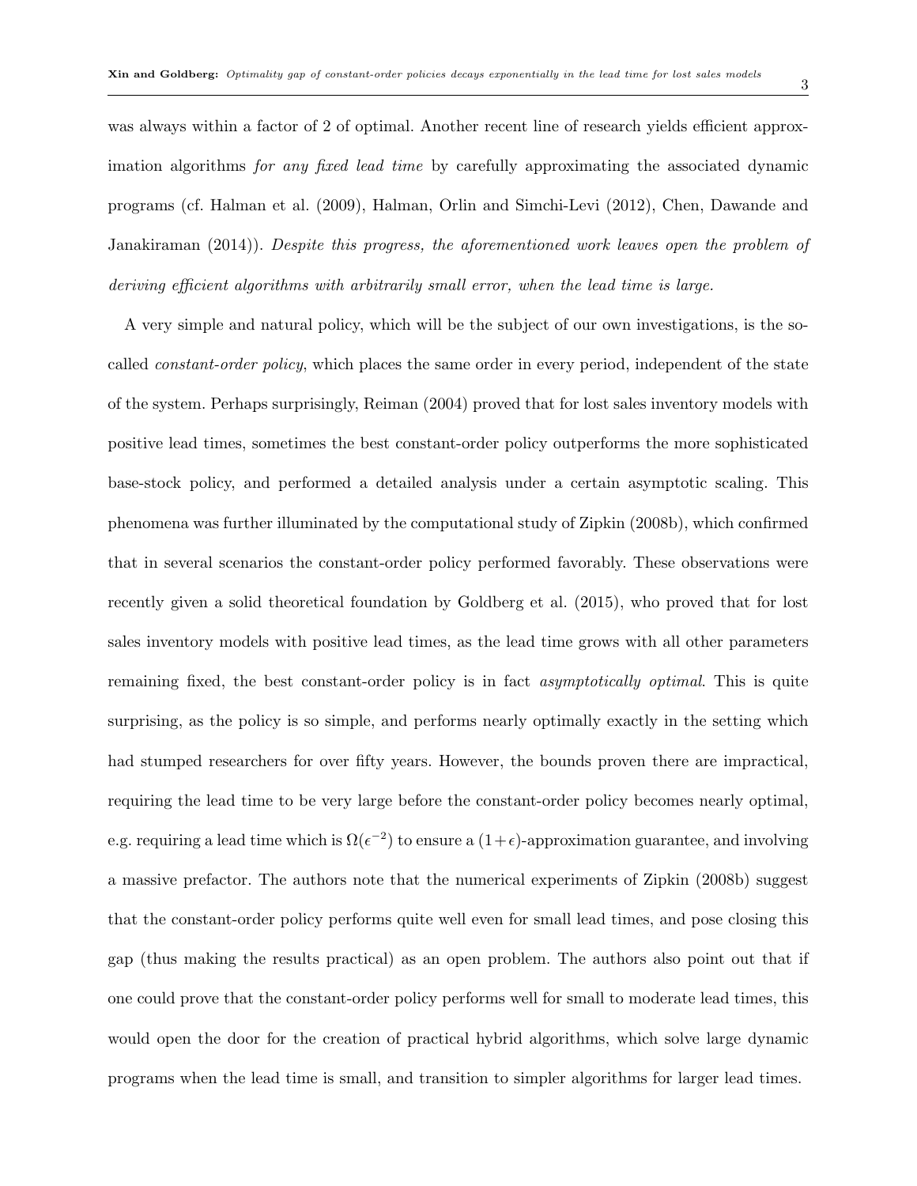was always within a factor of 2 of optimal. Another recent line of research yields efficient approximation algorithms *for any fixed lead time* by carefully approximating the associated dynamic programs (cf. Halman et al. (2009), Halman, Orlin and Simchi-Levi (2012), Chen, Dawande and Janakiraman (2014)). *Despite this progress, the aforementioned work leaves open the problem of deriving efficient algorithms with arbitrarily small error, when the lead time is large.*

A very simple and natural policy, which will be the subject of our own investigations, is the so-called *constant-order policy*, which places the same order in every period, independent of the state of the system. Perhaps surprisingly, Reiman (2004) proved that for lost sales inventory models with positive lead times, sometimes the best constant-order policy outperforms the more sophisticated base-stock policy, and performed a detailed analysis under a certain asymptotic scaling. This phenomena was further illuminated by the computational study of Zipkin (2008b), which confirmed that in several scenarios the constant-order policy performed favorably. These observations were recently given a solid theoretical foundation by Goldberg et al. (2015), who proved that for lost sales inventory models with positive lead times, as the lead time grows with all other parameters remaining fixed, the best constant-order policy is in fact *asymptotically optimal*. This is quite surprising, as the policy is so simple, and performs nearly optimally exactly in the setting which had stumped researchers for over fifty years. However, the bounds proven there are impractical, requiring the lead time to be very large before the constant-order policy becomes nearly optimal, e.g. requiring a lead time which is $\Omega(\epsilon^{-2})$ to ensure a $(1+\epsilon)$-approximation guarantee, and involving a massive prefactor. The authors note that the numerical experiments of Zipkin (2008b) suggest that the constant-order policy performs quite well even for small lead times, and pose closing this gap (thus making the results practical) as an open problem. The authors also point out that if one could prove that the constant-order policy performs well for small to moderate lead times, this would open the door for the creation of practical hybrid algorithms, which solve large dynamic programs when the lead time is small, and transition to simpler algorithms for larger lead times.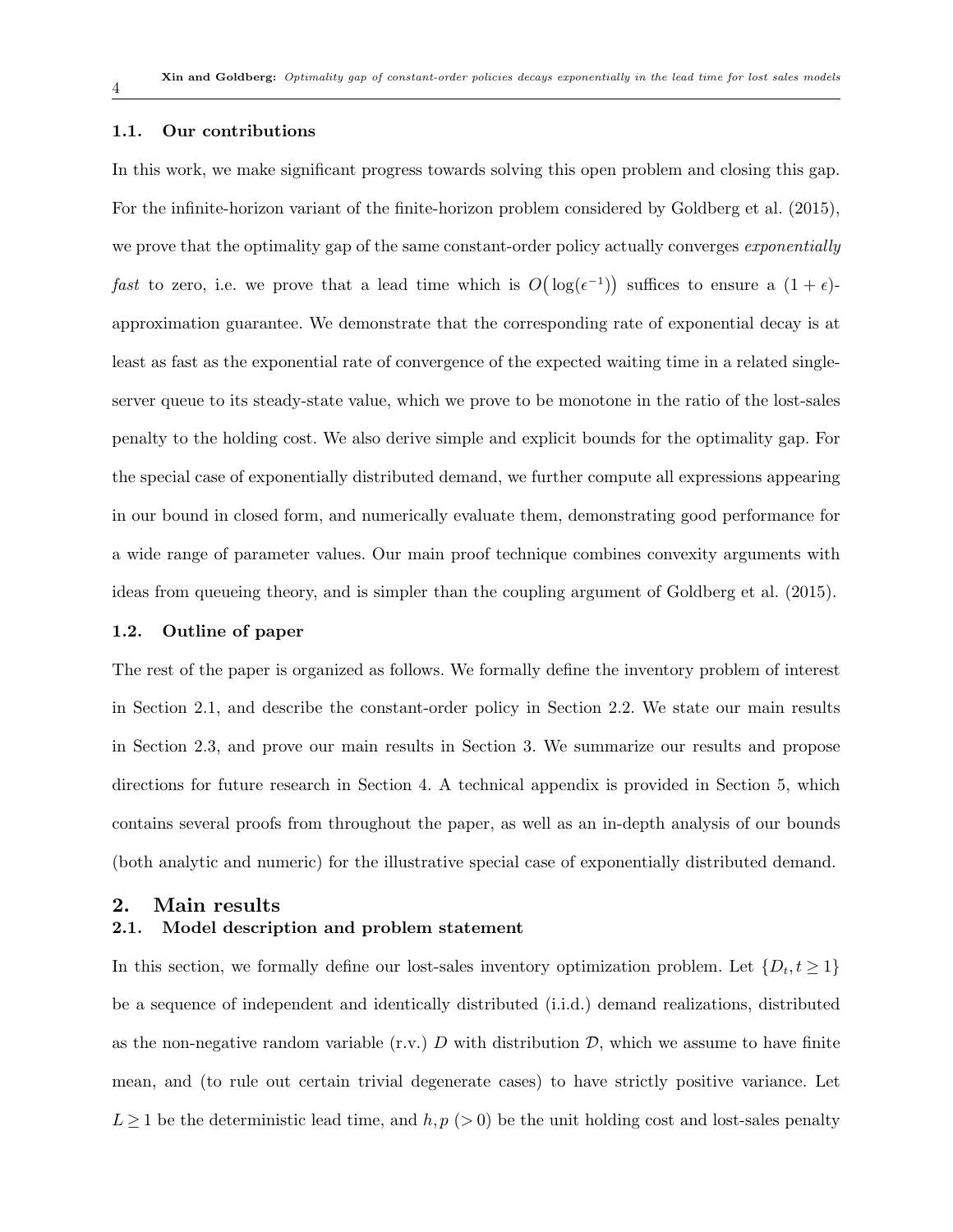### 1.1. Our contributions

In this work, we make significant progress towards solving this open problem and closing this gap. For the infinite-horizon variant of the finite-horizon problem considered by Goldberg et al. (2015), we prove that the optimality gap of the same constant-order policy actually converges *exponentially fast* to zero, i.e. we prove that a lead time which is $O\big(\log(\epsilon^{-1})\big)$ suffices to ensure a $(1+\epsilon)$-approximation guarantee. We demonstrate that the corresponding rate of exponential decay is at least as fast as the exponential rate of convergence of the expected waiting time in a related single-server queue to its steady-state value, which we prove to be monotone in the ratio of the lost-sales penalty to the holding cost. We also derive simple and explicit bounds for the optimality gap. For the special case of exponentially distributed demand, we further compute all expressions appearing in our bound in closed form, and numerically evaluate them, demonstrating good performance for a wide range of parameter values. Our main proof technique combines convexity arguments with ideas from queueing theory, and is simpler than the coupling argument of Goldberg et al. (2015).

### 1.2. Outline of paper

The rest of the paper is organized as follows. We formally define the inventory problem of interest in Section 2.1, and describe the constant-order policy in Section 2.2. We state our main results in Section 2.3, and prove our main results in Section 3. We summarize our results and propose directions for future research in Section 4. A technical appendix is provided in Section 5, which contains several proofs from throughout the paper, as well as an in-depth analysis of our bounds (both analytic and numeric) for the illustrative special case of exponentially distributed demand.

## 2. Main results

### 2.1. Model description and problem statement

In this section, we formally define our lost-sales inventory optimization problem. Let $\{D_t, t \geq 1\}$ be a sequence of independent and identically distributed (i.i.d.) demand realizations, distributed as the non-negative random variable (r.v.) $D$ with distribution $\mathcal{D}$, which we assume to have finite mean, and (to rule out certain trivial degenerate cases) to have strictly positive variance. Let $L \geq 1$ be the deterministic lead time, and $h, p\ (> 0)$ be the unit holding cost and lost-sales penalty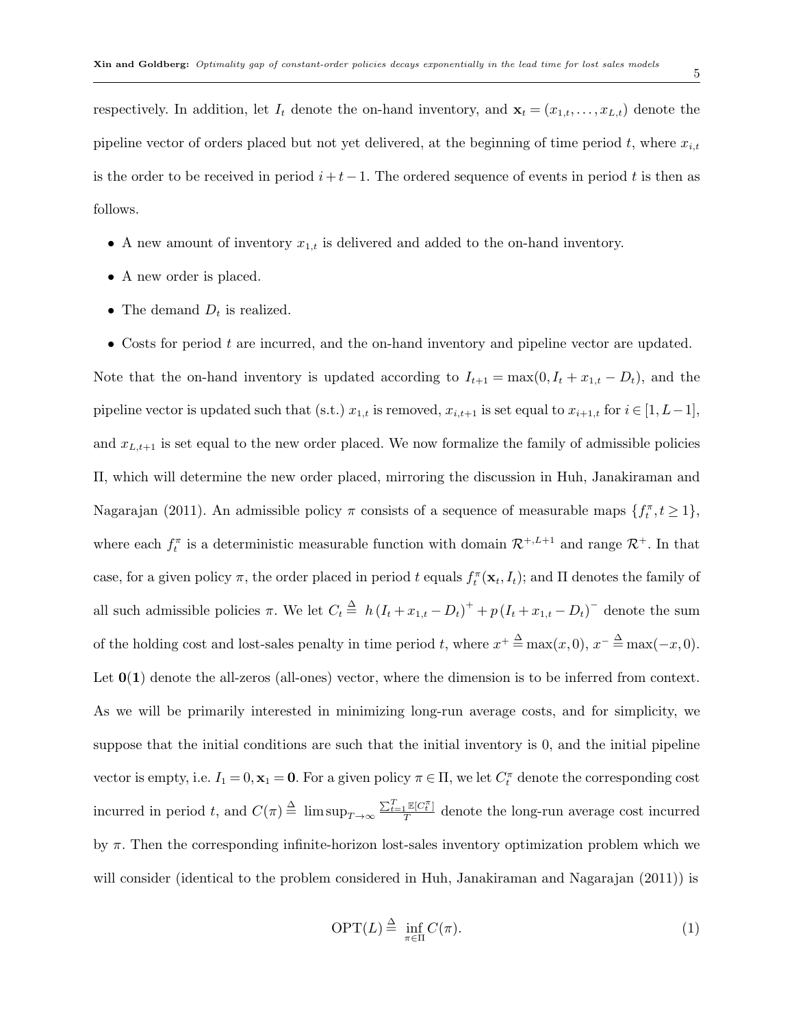respectively. In addition, let $I_t$ denote the on-hand inventory, and $\mathbf{x}_t = (x_{1,t}, \ldots, x_{L,t})$ denote the pipeline vector of orders placed but not yet delivered, at the beginning of time period $t$, where $x_{i,t}$ is the order to be received in period $i+t-1$. The ordered sequence of events in period $t$ is then as follows.

- A new amount of inventory $x_{1,t}$ is delivered and added to the on-hand inventory.
- A new order is placed.
- The demand $D_t$ is realized.
- Costs for period $t$ are incurred, and the on-hand inventory and pipeline vector are updated.

Note that the on-hand inventory is updated according to $I_{t+1} = \max(0, I_t + x_{1,t} - D_t)$, and the pipeline vector is updated such that (s.t.) $x_{1,t}$ is removed, $x_{i,t+1}$ is set equal to $x_{i+1,t}$ for $i \in [1, L-1]$, and $x_{L,t+1}$ is set equal to the new order placed. We now formalize the family of admissible policies $\Pi$, which will determine the new order placed, mirroring the discussion in Huh, Janakiraman and Nagarajan (2011). An admissible policy $\pi$ consists of a sequence of measurable maps $\{f_t^\pi, t \geq 1\}$, where each $f_t^\pi$ is a deterministic measurable function with domain $\mathcal{R}^{+,L+1}$ and range $\mathcal{R}^+$. In that case, for a given policy $\pi$, the order placed in period $t$ equals $f_t^\pi(\mathbf{x}_t, I_t)$; and $\Pi$ denotes the family of all such admissible policies $\pi$. We let $C_t \stackrel{\Delta}{=} h\left(I_t + x_{1,t} - D_t\right)^+ + p\left(I_t + x_{1,t} - D_t\right)^-$ denote the sum of the holding cost and lost-sales penalty in time period $t$, where $x^+ \stackrel{\Delta}{=} \max(x, 0)$, $x^- \stackrel{\Delta}{=} \max(-x, 0)$. Let $\mathbf{0}(\mathbf{1})$ denote the all-zeros (all-ones) vector, where the dimension is to be inferred from context. As we will be primarily interested in minimizing long-run average costs, and for simplicity, we suppose that the initial conditions are such that the initial inventory is 0, and the initial pipeline vector is empty, i.e. $I_1 = 0, \mathbf{x}_1 = \mathbf{0}$. For a given policy $\pi \in \Pi$, we let $C_t^\pi$ denote the corresponding cost incurred in period $t$, and $C(\pi) \stackrel{\Delta}{=} \limsup_{T \to \infty} \frac{\sum_{t=1}^T \mathbb{E}[C_t^\pi]}{T}$ denote the long-run average cost incurred by $\pi$. Then the corresponding infinite-horizon lost-sales inventory optimization problem which we will consider (identical to the problem considered in Huh, Janakiraman and Nagarajan (2011)) is

$$\mathrm{OPT}(L) \stackrel{\Delta}{=} \inf_{\pi \in \Pi} C(\pi). \tag{1}$$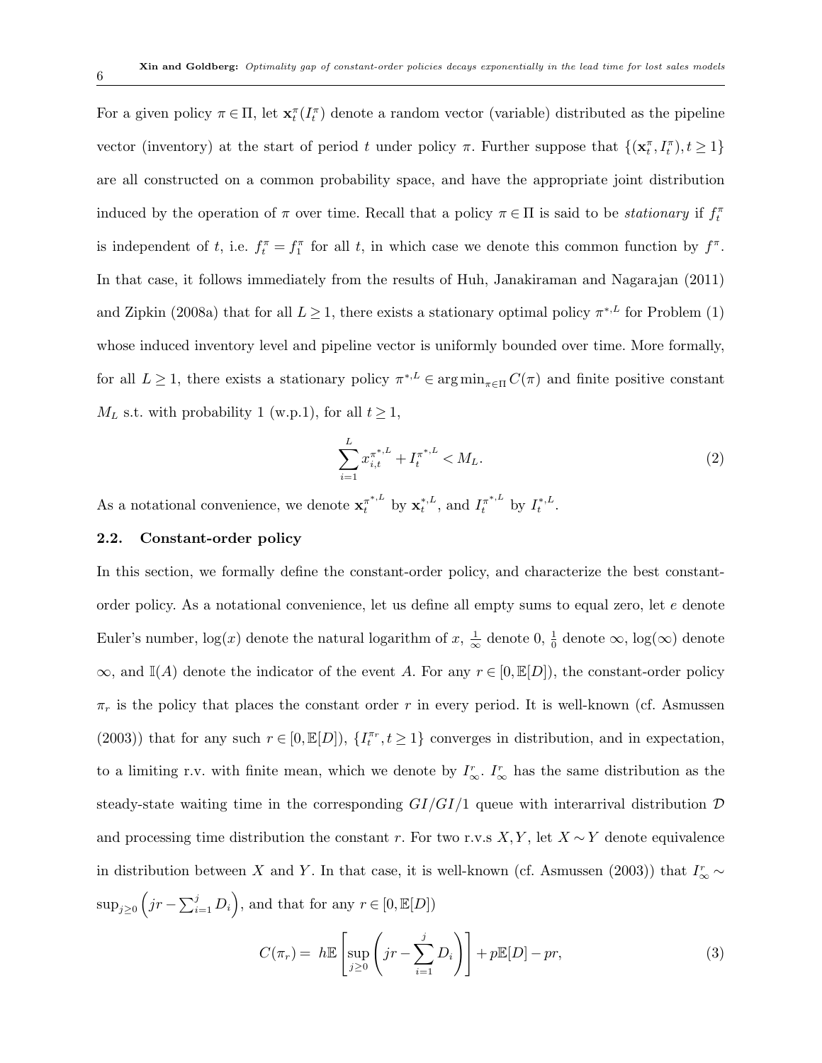For a given policy $\pi \in \Pi$, let $\mathbf{x}_t^\pi (I_t^\pi)$ denote a random vector (variable) distributed as the pipeline vector (inventory) at the start of period $t$ under policy $\pi$. Further suppose that $\{(\mathbf{x}_t^\pi, I_t^\pi), t \geq 1\}$ are all constructed on a common probability space, and have the appropriate joint distribution induced by the operation of $\pi$ over time. Recall that a policy $\pi \in \Pi$ is said to be *stationary* if $f_t^\pi$ is independent of $t$, i.e. $f_t^\pi = f_1^\pi$ for all $t$, in which case we denote this common function by $f^\pi$. In that case, it follows immediately from the results of Huh, Janakiraman and Nagarajan (2011) and Zipkin (2008a) that for all $L \geq 1$, there exists a stationary optimal policy $\pi^{*,L}$ for Problem (1) whose induced inventory level and pipeline vector is uniformly bounded over time. More formally, for all $L \geq 1$, there exists a stationary policy $\pi^{*,L} \in \arg\min_{\pi \in \Pi} C(\pi)$ and finite positive constant $M_L$ s.t. with probability 1 (w.p.1), for all $t \geq 1$,

$$\sum_{i=1}^{L} x_{i,t}^{\pi^{*,L}} + I_t^{\pi^{*,L}} < M_L. \tag{2}$$

As a notational convenience, we denote $\mathbf{x}_t^{\pi^{*,L}}$ by $\mathbf{x}_t^{*,L}$, and $I_t^{\pi^{*,L}}$ by $I_t^{*,L}$.

### 2.2. Constant-order policy

In this section, we formally define the constant-order policy, and characterize the best constant-order policy. As a notational convenience, let us define all empty sums to equal zero, let $e$ denote Euler's number, $\log(x)$ denote the natural logarithm of $x$, $\frac{1}{\infty}$ denote 0, $\frac{1}{0}$ denote $\infty$, $\log(\infty)$ denote $\infty$, and $\mathbb{I}(A)$ denote the indicator of the event $A$. For any $r \in [0, \mathbb{E}[D])$, the constant-order policy $\pi_r$ is the policy that places the constant order $r$ in every period. It is well-known (cf. Asmussen (2003)) that for any such $r \in [0, \mathbb{E}[D])$, $\{I_t^{\pi_r}, t \geq 1\}$ converges in distribution, and in expectation, to a limiting r.v. with finite mean, which we denote by $I_\infty^r$. $I_\infty^r$ has the same distribution as the steady-state waiting time in the corresponding $GI/GI/1$ queue with interarrival distribution $\mathcal{D}$ and processing time distribution the constant $r$. For two r.v.s $X, Y$, let $X \sim Y$ denote equivalence in distribution between $X$ and $Y$. In that case, it is well-known (cf. Asmussen (2003)) that $I_\infty^r \sim \sup_{j \geq 0} \left( jr - \sum_{i=1}^{j} D_i \right)$, and that for any $r \in [0, \mathbb{E}[D])$

$$C(\pi_r) = \; h\mathbb{E}\left[ \sup_{j \geq 0} \left( jr - \sum_{i=1}^{j} D_i \right) \right] + p\mathbb{E}[D] - pr, \tag{3}$$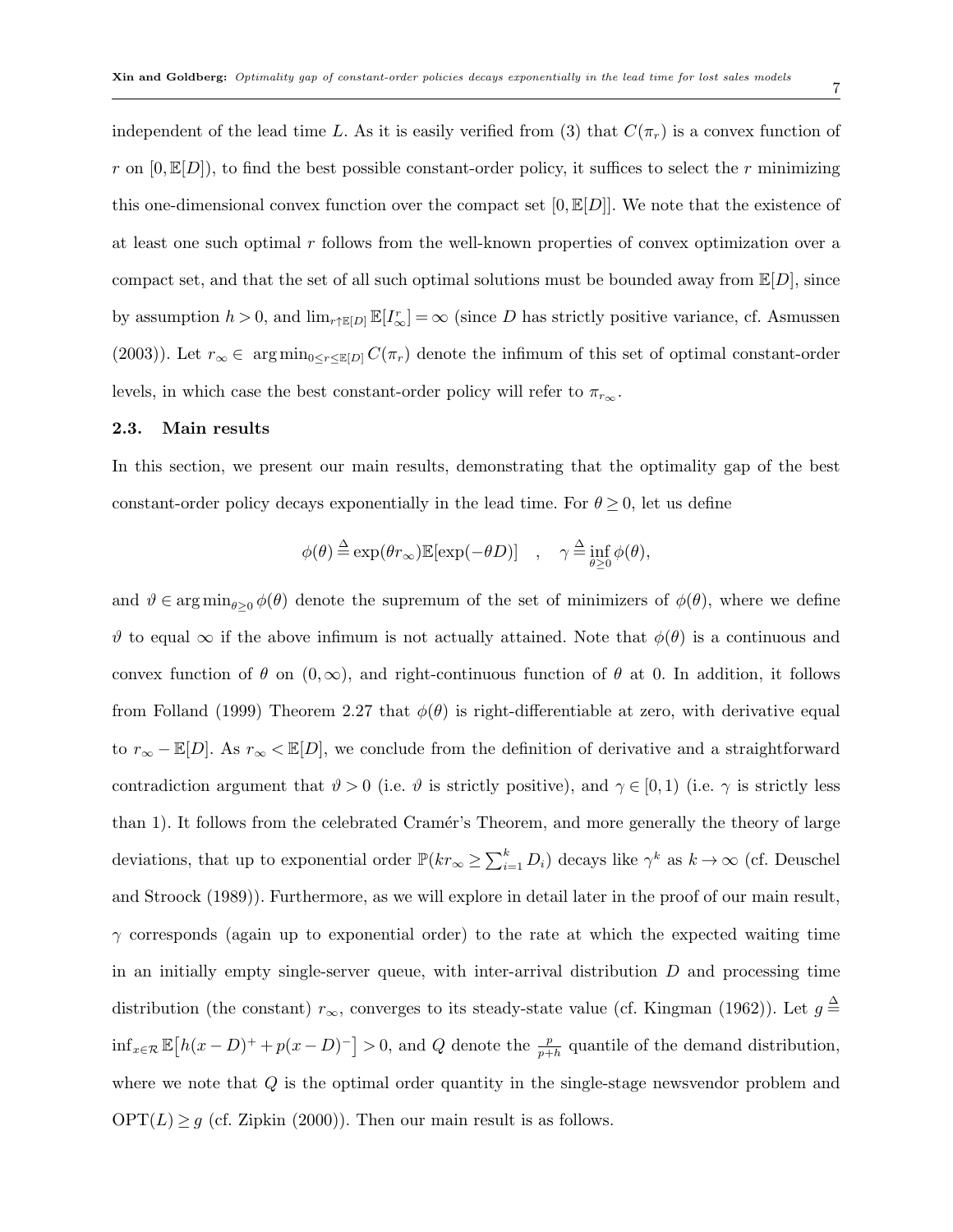independent of the lead time $L$. As it is easily verified from (3) that $C(\pi_r)$ is a convex function of $r$ on $[0, \mathbb{E}[D])$, to find the best possible constant-order policy, it suffices to select the $r$ minimizing this one-dimensional convex function over the compact set $[0, \mathbb{E}[D]]$. We note that the existence of at least one such optimal $r$ follows from the well-known properties of convex optimization over a compact set, and that the set of all such optimal solutions must be bounded away from $\mathbb{E}[D]$, since by assumption $h > 0$, and $\lim_{r \uparrow \mathbb{E}[D]} \mathbb{E}[I^r_\infty] = \infty$ (since $D$ has strictly positive variance, cf. Asmussen (2003)). Let $r_\infty \in \arg\min_{0 \leq r \leq \mathbb{E}[D]} C(\pi_r)$ denote the infimum of this set of optimal constant-order levels, in which case the best constant-order policy will refer to $\pi_{r_\infty}$.

### 2.3. Main results

In this section, we present our main results, demonstrating that the optimality gap of the best constant-order policy decays exponentially in the lead time. For $\theta \geq 0$, let us define

$$\phi(\theta) \stackrel{\Delta}{=} \exp(\theta r_\infty)\mathbb{E}[\exp(-\theta D)] \quad , \quad \gamma \stackrel{\Delta}{=} \inf_{\theta \geq 0} \phi(\theta),$$

and $\vartheta \in \arg\min_{\theta \geq 0} \phi(\theta)$ denote the supremum of the set of minimizers of $\phi(\theta)$, where we define $\vartheta$ to equal $\infty$ if the above infimum is not actually attained. Note that $\phi(\theta)$ is a continuous and convex function of $\theta$ on $(0, \infty)$, and right-continuous function of $\theta$ at 0. In addition, it follows from Folland (1999) Theorem 2.27 that $\phi(\theta)$ is right-differentiable at zero, with derivative equal to $r_\infty - \mathbb{E}[D]$. As $r_\infty < \mathbb{E}[D]$, we conclude from the definition of derivative and a straightforward contradiction argument that $\vartheta > 0$ (i.e. $\vartheta$ is strictly positive), and $\gamma \in [0, 1)$ (i.e. $\gamma$ is strictly less than 1). It follows from the celebrated Cramér's Theorem, and more generally the theory of large deviations, that up to exponential order $\mathbb{P}(k r_\infty \geq \sum_{i=1}^k D_i)$ decays like $\gamma^k$ as $k \to \infty$ (cf. Deuschel and Stroock (1989)). Furthermore, as we will explore in detail later in the proof of our main result, $\gamma$ corresponds (again up to exponential order) to the rate at which the expected waiting time in an initially empty single-server queue, with inter-arrival distribution $D$ and processing time distribution (the constant) $r_\infty$, converges to its steady-state value (cf. Kingman (1962)). Let $g \stackrel{\Delta}{=} \inf_{x \in \mathcal{R}} \mathbb{E}\big[h(x - D)^+ + p(x - D)^-\big] > 0$, and $Q$ denote the $\frac{p}{p+h}$ quantile of the demand distribution, where we note that $Q$ is the optimal order quantity in the single-stage newsvendor problem and $\text{OPT}(L) \geq g$ (cf. Zipkin (2000)). Then our main result is as follows.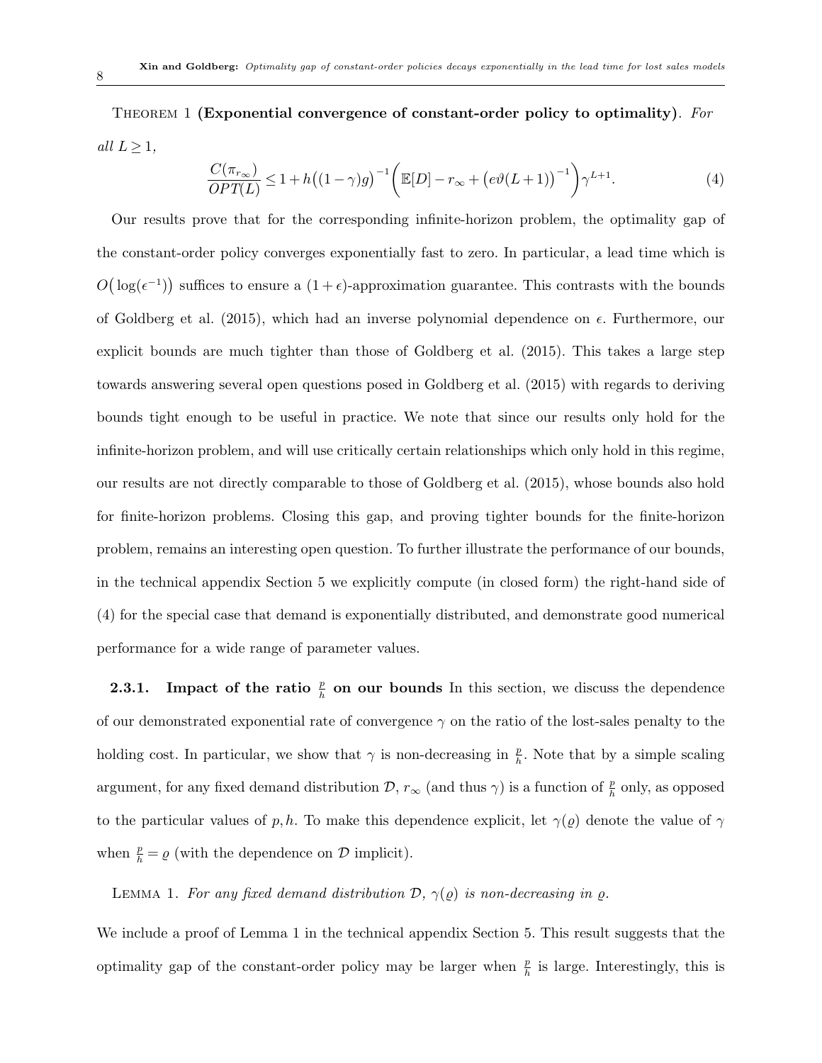Theorem 1 **(Exponential convergence of constant-order policy to optimality)**. *For all $L \geq 1$,*

$$\frac{C(\pi_{r_\infty})}{OPT(L)} \leq 1 + h\big((1-\gamma)g\big)^{-1}\bigg(\mathbb{E}[D] - r_\infty + \big(e\vartheta(L+1)\big)^{-1}\bigg)\gamma^{L+1}. \tag{4}$$

Our results prove that for the corresponding infinite-horizon problem, the optimality gap of the constant-order policy converges exponentially fast to zero. In particular, a lead time which is $O\big(\log(\epsilon^{-1})\big)$ suffices to ensure a $(1+\epsilon)$-approximation guarantee. This contrasts with the bounds of Goldberg et al. (2015), which had an inverse polynomial dependence on $\epsilon$. Furthermore, our explicit bounds are much tighter than those of Goldberg et al. (2015). This takes a large step towards answering several open questions posed in Goldberg et al. (2015) with regards to deriving bounds tight enough to be useful in practice. We note that since our results only hold for the infinite-horizon problem, and will use critically certain relationships which only hold in this regime, our results are not directly comparable to those of Goldberg et al. (2015), whose bounds also hold for finite-horizon problems. Closing this gap, and proving tighter bounds for the finite-horizon problem, remains an interesting open question. To further illustrate the performance of our bounds, in the technical appendix Section 5 we explicitly compute (in closed form) the right-hand side of (4) for the special case that demand is exponentially distributed, and demonstrate good numerical performance for a wide range of parameter values.

**2.3.1. Impact of the ratio $\frac{p}{h}$ on our bounds** In this section, we discuss the dependence of our demonstrated exponential rate of convergence $\gamma$ on the ratio of the lost-sales penalty to the holding cost. In particular, we show that $\gamma$ is non-decreasing in $\frac{p}{h}$. Note that by a simple scaling argument, for any fixed demand distribution $\mathcal{D}$, $r_\infty$ (and thus $\gamma$) is a function of $\frac{p}{h}$ only, as opposed to the particular values of $p, h$. To make this dependence explicit, let $\gamma(\varrho)$ denote the value of $\gamma$ when $\frac{p}{h} = \varrho$ (with the dependence on $\mathcal{D}$ implicit).

Lemma 1. *For any fixed demand distribution $\mathcal{D}$, $\gamma(\varrho)$ is non-decreasing in $\varrho$.*

We include a proof of Lemma 1 in the technical appendix Section 5. This result suggests that the optimality gap of the constant-order policy may be larger when $\frac{p}{h}$ is large. Interestingly, this is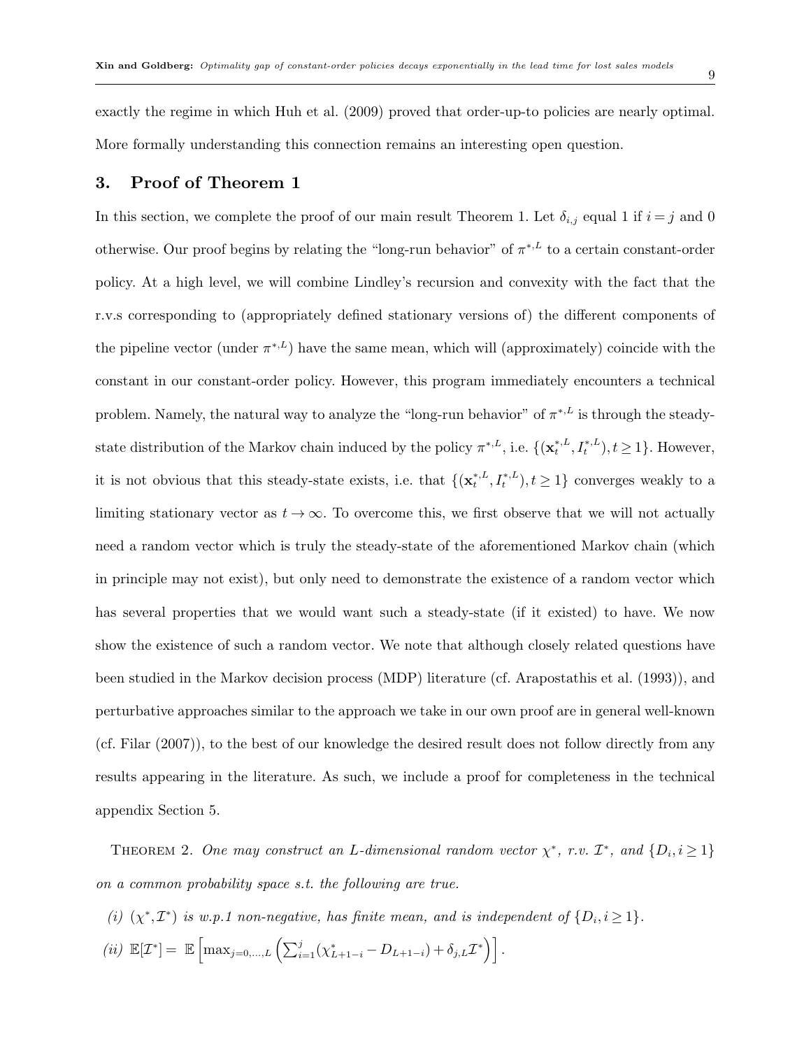exactly the regime in which Huh et al. (2009) proved that order-up-to policies are nearly optimal. More formally understanding this connection remains an interesting open question.

## 3. Proof of Theorem 1

In this section, we complete the proof of our main result Theorem 1. Let $\delta_{i,j}$ equal 1 if $i = j$ and 0 otherwise. Our proof begins by relating the "long-run behavior" of $\pi^{*,L}$ to a certain constant-order policy. At a high level, we will combine Lindley's recursion and convexity with the fact that the r.v.s corresponding to (appropriately defined stationary versions of) the different components of the pipeline vector (under $\pi^{*,L}$) have the same mean, which will (approximately) coincide with the constant in our constant-order policy. However, this program immediately encounters a technical problem. Namely, the natural way to analyze the "long-run behavior" of $\pi^{*,L}$ is through the steady-state distribution of the Markov chain induced by the policy $\pi^{*,L}$, i.e. $\{(\mathbf{x}_t^{*,L}, I_t^{*,L}), t \geq 1\}$. However, it is not obvious that this steady-state exists, i.e. that $\{(\mathbf{x}_t^{*,L}, I_t^{*,L}), t \geq 1\}$ converges weakly to a limiting stationary vector as $t \to \infty$. To overcome this, we first observe that we will not actually need a random vector which is truly the steady-state of the aforementioned Markov chain (which in principle may not exist), but only need to demonstrate the existence of a random vector which has several properties that we would want such a steady-state (if it existed) to have. We now show the existence of such a random vector. We note that although closely related questions have been studied in the Markov decision process (MDP) literature (cf. Arapostathis et al. (1993)), and perturbative approaches similar to the approach we take in our own proof are in general well-known (cf. Filar (2007)), to the best of our knowledge the desired result does not follow directly from any results appearing in the literature. As such, we include a proof for completeness in the technical appendix Section 5.

THEOREM 2. *One may construct an $L$-dimensional random vector $\chi^*$, r.v. $\mathcal{I}^*$, and $\{D_i, i \geq 1\}$ on a common probability space s.t. the following are true.*

*(i) $(\chi^*, \mathcal{I}^*)$ is w.p.1 non-negative, has finite mean, and is independent of $\{D_i, i \geq 1\}$.*

*(ii)* $\mathbb{E}[\mathcal{I}^*] = \mathbb{E}\left[\max_{j=0,\ldots,L}\left(\sum_{i=1}^{j}(\chi^*_{L+1-i} - D_{L+1-i}) + \delta_{j,L}\mathcal{I}^*\right)\right].$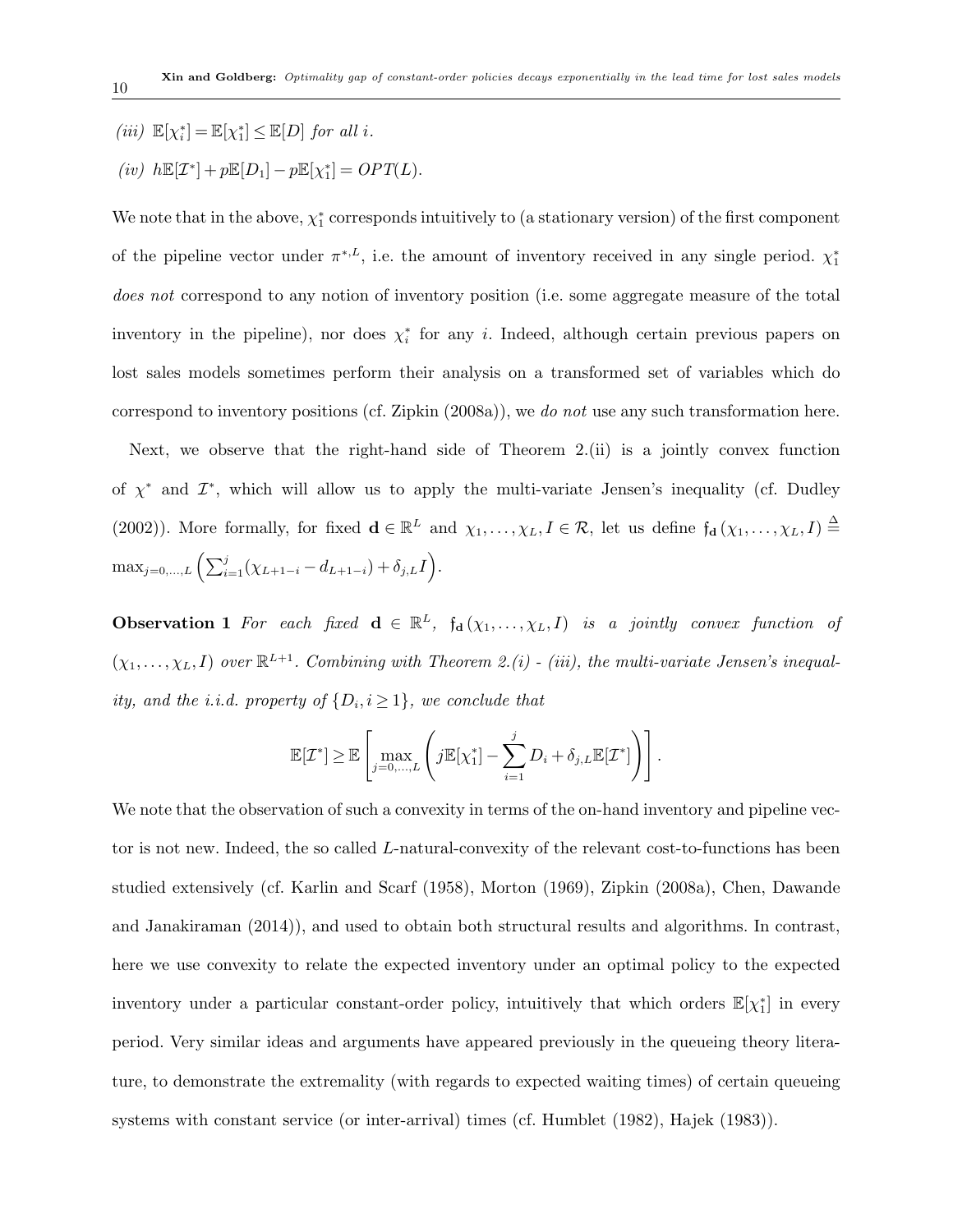*(iii)* $\mathbb{E}[\chi_i^*] = \mathbb{E}[\chi_1^*] \leq \mathbb{E}[D]$ *for all* $i$.

*(iv)* $h\mathbb{E}[\mathcal{I}^*] + p\mathbb{E}[D_1] - p\mathbb{E}[\chi_1^*] = OPT(L)$.

We note that in the above, $\chi_1^*$ corresponds intuitively to (a stationary version) of the first component of the pipeline vector under $\pi^{*,L}$, i.e. the amount of inventory received in any single period. $\chi_1^*$ *does not* correspond to any notion of inventory position (i.e. some aggregate measure of the total inventory in the pipeline), nor does $\chi_i^*$ for any $i$. Indeed, although certain previous papers on lost sales models sometimes perform their analysis on a transformed set of variables which do correspond to inventory positions (cf. Zipkin (2008a)), we *do not* use any such transformation here.

Next, we observe that the right-hand side of Theorem 2.(ii) is a jointly convex function of $\chi^*$ and $\mathcal{I}^*$, which will allow us to apply the multi-variate Jensen's inequality (cf. Dudley (2002)). More formally, for fixed $\mathbf{d} \in \mathbb{R}^L$ and $\chi_1, \ldots, \chi_L, I \in \mathcal{R}$, let us define $\mathfrak{f}_{\mathbf{d}}(\chi_1, \ldots, \chi_L, I) \triangleq \max_{j=0,\ldots,L}\left(\sum_{i=1}^{j}(\chi_{L+1-i} - d_{L+1-i}) + \delta_{j,L} I\right)$.

**Observation 1** *For each fixed* $\mathbf{d} \in \mathbb{R}^L$*,* $\mathfrak{f}_{\mathbf{d}}(\chi_1, \ldots, \chi_L, I)$ *is a jointly convex function of* $(\chi_1, \ldots, \chi_L, I)$ *over* $\mathbb{R}^{L+1}$*. Combining with Theorem 2.(i) - (iii), the multi-variate Jensen's inequality, and the i.i.d. property of* $\{D_i, i \geq 1\}$*, we conclude that*

$$\mathbb{E}[\mathcal{I}^*] \geq \mathbb{E}\left[\max_{j=0,\ldots,L}\left(j\mathbb{E}[\chi_1^*] - \sum_{i=1}^{j} D_i + \delta_{j,L}\mathbb{E}[\mathcal{I}^*]\right)\right].$$

We note that the observation of such a convexity in terms of the on-hand inventory and pipeline vector is not new. Indeed, the so called $L$-natural-convexity of the relevant cost-to-functions has been studied extensively (cf. Karlin and Scarf (1958), Morton (1969), Zipkin (2008a), Chen, Dawande and Janakiraman (2014)), and used to obtain both structural results and algorithms. In contrast, here we use convexity to relate the expected inventory under an optimal policy to the expected inventory under a particular constant-order policy, intuitively that which orders $\mathbb{E}[\chi_1^*]$ in every period. Very similar ideas and arguments have appeared previously in the queueing theory literature, to demonstrate the extremality (with regards to expected waiting times) of certain queueing systems with constant service (or inter-arrival) times (cf. Humblet (1982), Hajek (1983)).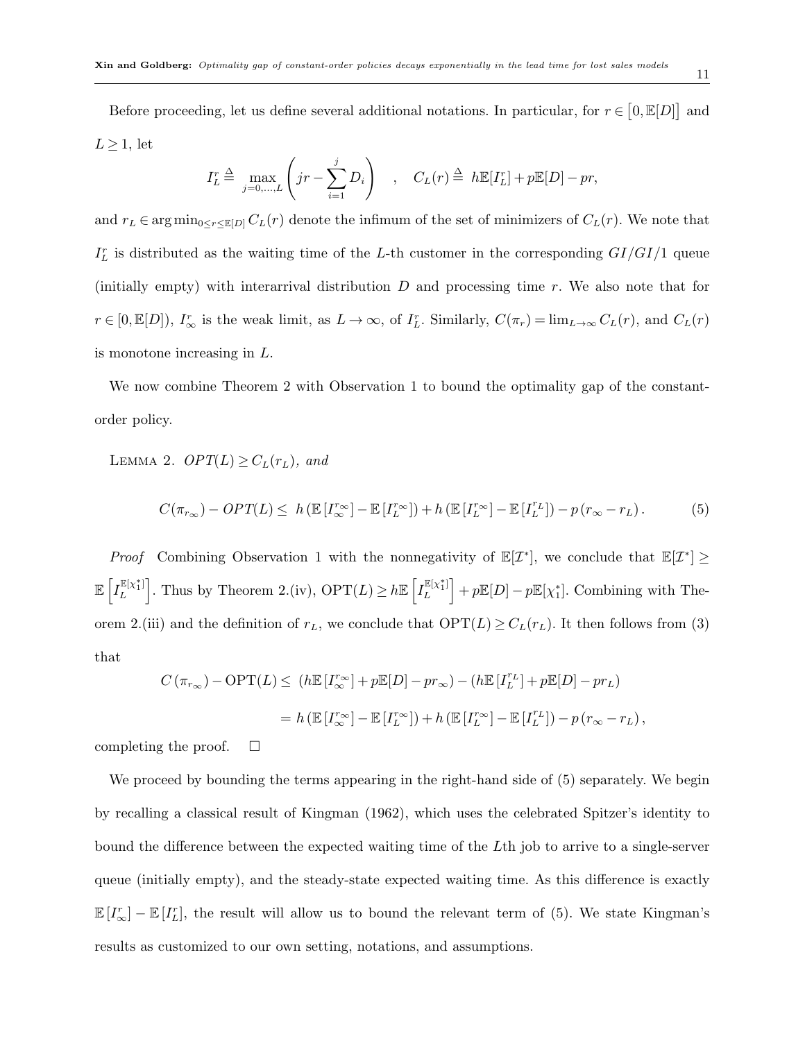Before proceeding, let us define several additional notations. In particular, for $r \in \big[0, \mathbb{E}[D]\big]$ and $L \geq 1$, let

$$I_L^r \triangleq \max_{j=0,\ldots,L} \left( jr - \sum_{i=1}^{j} D_i \right) \quad , \quad C_L(r) \triangleq \; h\mathbb{E}[I_L^r] + p\mathbb{E}[D] - pr,$$

and $r_L \in \arg\min_{0 \leq r \leq \mathbb{E}[D]} C_L(r)$ denote the infimum of the set of minimizers of $C_L(r)$. We note that $I_L^r$ is distributed as the waiting time of the $L$-th customer in the corresponding $GI/GI/1$ queue (initially empty) with interarrival distribution $D$ and processing time $r$. We also note that for $r \in [0, \mathbb{E}[D])$, $I_\infty^r$ is the weak limit, as $L \to \infty$, of $I_L^r$. Similarly, $C(\pi_r) = \lim_{L\to\infty} C_L(r)$, and $C_L(r)$ is monotone increasing in $L$.

We now combine Theorem 2 with Observation 1 to bound the optimality gap of the constant-order policy.

Lemma 2. *$OPT(L) \geq C_L(r_L)$, and*

$$C(\pi_{r_\infty}) - OPT(L) \leq \; h\left(\mathbb{E}\left[I_\infty^{r_\infty}\right] - \mathbb{E}\left[I_L^{r_\infty}\right]\right) + h\left(\mathbb{E}\left[I_L^{r_\infty}\right] - \mathbb{E}\left[I_L^{r_L}\right]\right) - p\left(r_\infty - r_L\right). \tag{5}$$

*Proof* Combining Observation 1 with the nonnegativity of $\mathbb{E}[\mathcal{I}^*]$, we conclude that $\mathbb{E}[\mathcal{I}^*] \geq \mathbb{E}\left[I_L^{\mathbb{E}[\chi_1^*]}\right]$. Thus by Theorem 2.(iv), $\text{OPT}(L) \geq h\mathbb{E}\left[I_L^{\mathbb{E}[\chi_1^*]}\right] + p\mathbb{E}[D] - p\mathbb{E}[\chi_1^*]$. Combining with Theorem 2.(iii) and the definition of $r_L$, we conclude that $\text{OPT}(L) \geq C_L(r_L)$. It then follows from (3) that

$$\begin{aligned}
C\left(\pi_{r_\infty}\right) - \text{OPT}(L) &\leq \; \left(h\mathbb{E}\left[I_\infty^{r_\infty}\right] + p\mathbb{E}[D] - pr_\infty\right) - \left(h\mathbb{E}\left[I_L^{r_L}\right] + p\mathbb{E}[D] - pr_L\right) \\
&= \; h\left(\mathbb{E}\left[I_\infty^{r_\infty}\right] - \mathbb{E}\left[I_L^{r_\infty}\right]\right) + h\left(\mathbb{E}\left[I_L^{r_\infty}\right] - \mathbb{E}\left[I_L^{r_L}\right]\right) - p\left(r_\infty - r_L\right),
\end{aligned}$$

completing the proof. $\square$

We proceed by bounding the terms appearing in the right-hand side of (5) separately. We begin by recalling a classical result of Kingman (1962), which uses the celebrated Spitzer's identity to bound the difference between the expected waiting time of the $L$th job to arrive to a single-server queue (initially empty), and the steady-state expected waiting time. As this difference is exactly $\mathbb{E}\left[I_\infty^r\right] - \mathbb{E}\left[I_L^r\right]$, the result will allow us to bound the relevant term of (5). We state Kingman's results as customized to our own setting, notations, and assumptions.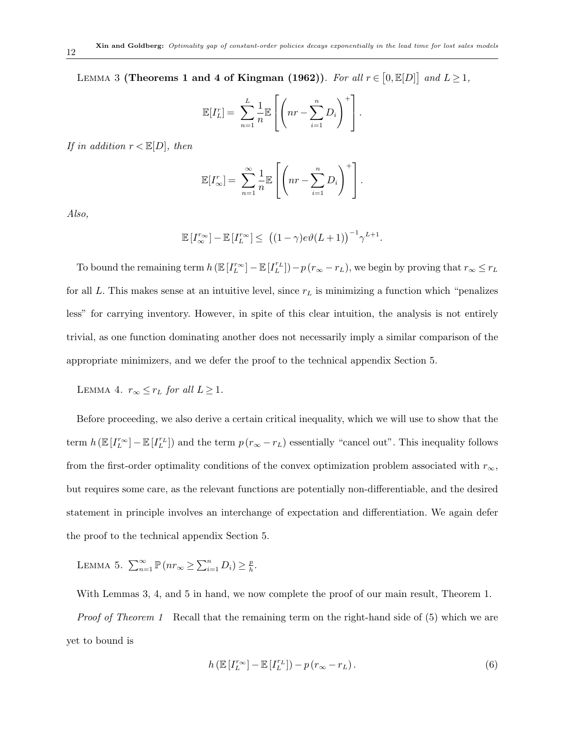Lemma 3 **(Theorems 1 and 4 of Kingman (1962))**. *For all $r \in [0, \mathbb{E}[D]]$ and $L \geq 1$,*

$$\mathbb{E}[I_L^r] = \sum_{n=1}^{L} \frac{1}{n} \mathbb{E}\left[\left(nr - \sum_{i=1}^{n} D_i\right)^+\right].$$

*If in addition $r < \mathbb{E}[D]$, then*

$$\mathbb{E}[I_\infty^r] = \sum_{n=1}^{\infty} \frac{1}{n} \mathbb{E}\left[\left(nr - \sum_{i=1}^{n} D_i\right)^+\right].$$

*Also,*

$$\mathbb{E}\left[I_\infty^{r_\infty}\right] - \mathbb{E}\left[I_L^{r_\infty}\right] \leq \left((1-\gamma)e\vartheta(L+1)\right)^{-1} \gamma^{L+1}.$$

To bound the remaining term $h\left(\mathbb{E}\left[I_L^{r_\infty}\right] - \mathbb{E}\left[I_L^{r_L}\right]\right) - p\left(r_\infty - r_L\right)$, we begin by proving that $r_\infty \leq r_L$ for all $L$. This makes sense at an intuitive level, since $r_L$ is minimizing a function which "penalizes less" for carrying inventory. However, in spite of this clear intuition, the analysis is not entirely trivial, as one function dominating another does not necessarily imply a similar comparison of the appropriate minimizers, and we defer the proof to the technical appendix Section 5.

Lemma 4. *$r_\infty \leq r_L$ for all $L \geq 1$.*

Before proceeding, we also derive a certain critical inequality, which we will use to show that the term $h\left(\mathbb{E}\left[I_L^{r_\infty}\right] - \mathbb{E}\left[I_L^{r_L}\right]\right)$ and the term $p\left(r_\infty - r_L\right)$ essentially "cancel out". This inequality follows from the first-order optimality conditions of the convex optimization problem associated with $r_\infty$, but requires some care, as the relevant functions are potentially non-differentiable, and the desired statement in principle involves an interchange of expectation and differentiation. We again defer the proof to the technical appendix Section 5.

Lemma 5. *$\sum_{n=1}^{\infty} \mathbb{P}\left(nr_\infty \geq \sum_{i=1}^{n} D_i\right) \geq \frac{p}{h}$.*

With Lemmas 3, 4, and 5 in hand, we now complete the proof of our main result, Theorem 1.

*Proof of Theorem 1* Recall that the remaining term on the right-hand side of (5) which we are yet to bound is

$$h\left(\mathbb{E}\left[I_L^{r_\infty}\right] - \mathbb{E}\left[I_L^{r_L}\right]\right) - p\left(r_\infty - r_L\right). \tag{6}$$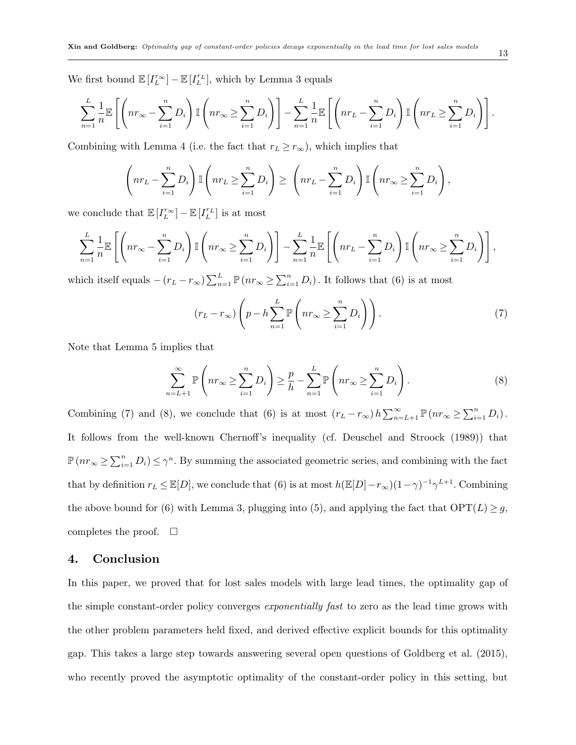We first bound $\mathbb{E}[I_L^{r_\infty}] - \mathbb{E}[I_L^{r_L}]$, which by Lemma 3 equals

$$\sum_{n=1}^{L} \frac{1}{n} \mathbb{E}\left[\left(nr_\infty - \sum_{i=1}^{n} D_i\right) \mathbb{I}\left(nr_\infty \geq \sum_{i=1}^{n} D_i\right)\right] - \sum_{n=1}^{L} \frac{1}{n} \mathbb{E}\left[\left(nr_L - \sum_{i=1}^{n} D_i\right) \mathbb{I}\left(nr_L \geq \sum_{i=1}^{n} D_i\right)\right].$$

Combining with Lemma 4 (i.e. the fact that $r_L \geq r_\infty$), which implies that

$$\left(nr_L - \sum_{i=1}^{n} D_i\right) \mathbb{I}\left(nr_L \geq \sum_{i=1}^{n} D_i\right) \geq \left(nr_L - \sum_{i=1}^{n} D_i\right) \mathbb{I}\left(nr_\infty \geq \sum_{i=1}^{n} D_i\right),$$

we conclude that $\mathbb{E}[I_L^{r_\infty}] - \mathbb{E}[I_L^{r_L}]$ is at most

$$\sum_{n=1}^{L} \frac{1}{n} \mathbb{E}\left[\left(nr_\infty - \sum_{i=1}^{n} D_i\right) \mathbb{I}\left(nr_\infty \geq \sum_{i=1}^{n} D_i\right)\right] - \sum_{n=1}^{L} \frac{1}{n} \mathbb{E}\left[\left(nr_L - \sum_{i=1}^{n} D_i\right) \mathbb{I}\left(nr_\infty \geq \sum_{i=1}^{n} D_i\right)\right],$$

which itself equals $-(r_L - r_\infty) \sum_{n=1}^{L} \mathbb{P}\left(nr_\infty \geq \sum_{i=1}^{n} D_i\right)$. It follows that (6) is at most

$$(r_L - r_\infty)\left(p - h \sum_{n=1}^{L} \mathbb{P}\left(nr_\infty \geq \sum_{i=1}^{n} D_i\right)\right). \tag{7}$$

Note that Lemma 5 implies that

$$\sum_{n=L+1}^{\infty} \mathbb{P}\left(nr_\infty \geq \sum_{i=1}^{n} D_i\right) \geq \frac{p}{h} - \sum_{n=1}^{L} \mathbb{P}\left(nr_\infty \geq \sum_{i=1}^{n} D_i\right). \tag{8}$$

Combining (7) and (8), we conclude that (6) is at most $(r_L - r_\infty) h \sum_{n=L+1}^{\infty} \mathbb{P}\left(nr_\infty \geq \sum_{i=1}^{n} D_i\right)$. It follows from the well-known Chernoff's inequality (cf. Deuschel and Stroock (1989)) that $\mathbb{P}\left(nr_\infty \geq \sum_{i=1}^{n} D_i\right) \leq \gamma^n$. By summing the associated geometric series, and combining with the fact that by definition $r_L \leq \mathbb{E}[D]$, we conclude that (6) is at most $h(\mathbb{E}[D] - r_\infty)(1-\gamma)^{-1}\gamma^{L+1}$. Combining the above bound for (6) with Lemma 3, plugging into (5), and applying the fact that $\text{OPT}(L) \geq g$, completes the proof. $\square$

## 4. Conclusion

In this paper, we proved that for lost sales models with large lead times, the optimality gap of the simple constant-order policy converges *exponentially fast* to zero as the lead time grows with the other problem parameters held fixed, and derived effective explicit bounds for this optimality gap. This takes a large step towards answering several open questions of Goldberg et al. (2015), who recently proved the asymptotic optimality of the constant-order policy in this setting, but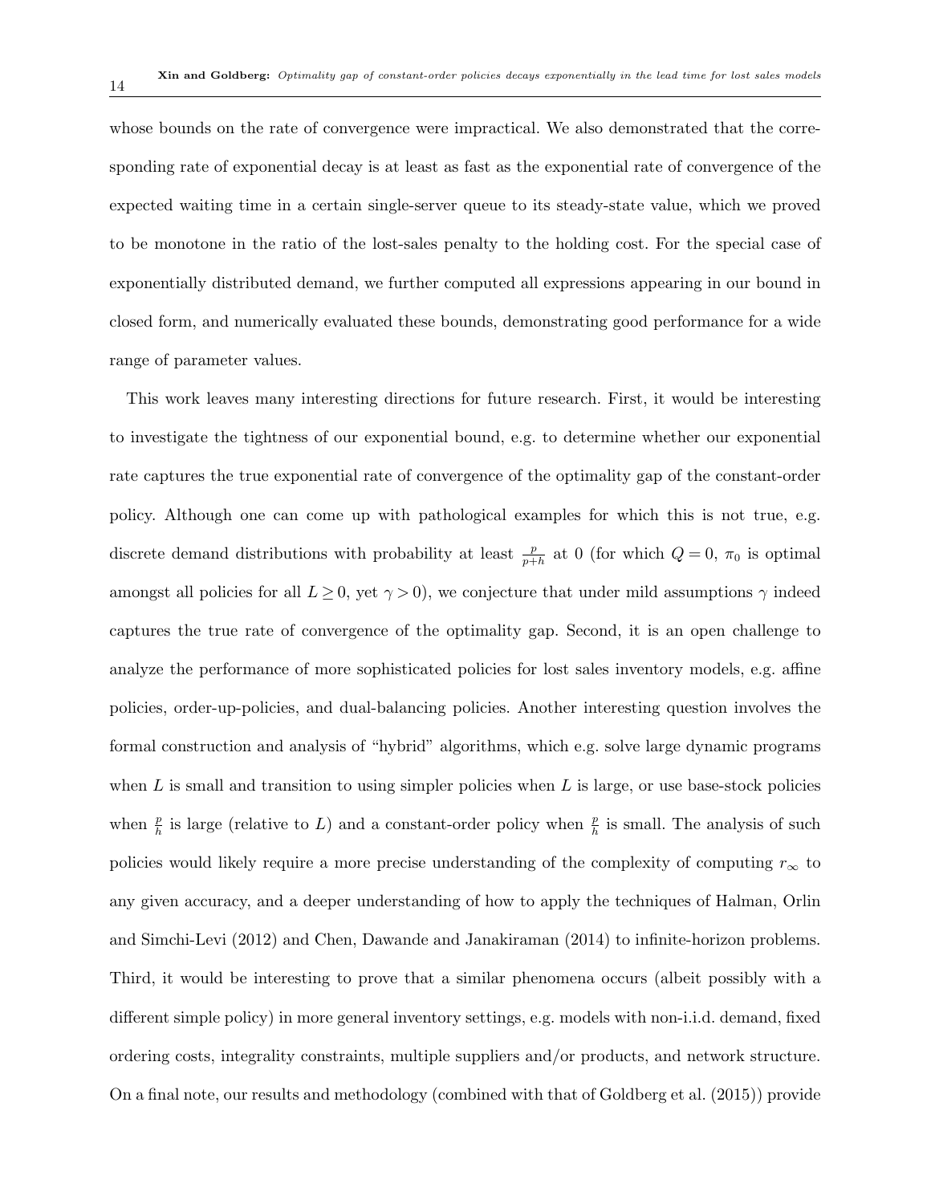whose bounds on the rate of convergence were impractical. We also demonstrated that the corresponding rate of exponential decay is at least as fast as the exponential rate of convergence of the expected waiting time in a certain single-server queue to its steady-state value, which we proved to be monotone in the ratio of the lost-sales penalty to the holding cost. For the special case of exponentially distributed demand, we further computed all expressions appearing in our bound in closed form, and numerically evaluated these bounds, demonstrating good performance for a wide range of parameter values.

This work leaves many interesting directions for future research. First, it would be interesting to investigate the tightness of our exponential bound, e.g. to determine whether our exponential rate captures the true exponential rate of convergence of the optimality gap of the constant-order policy. Although one can come up with pathological examples for which this is not true, e.g. discrete demand distributions with probability at least $\frac{p}{p+h}$ at 0 (for which $Q = 0$, $\pi_0$ is optimal amongst all policies for all $L \geq 0$, yet $\gamma > 0$), we conjecture that under mild assumptions $\gamma$ indeed captures the true rate of convergence of the optimality gap. Second, it is an open challenge to analyze the performance of more sophisticated policies for lost sales inventory models, e.g. affine policies, order-up-policies, and dual-balancing policies. Another interesting question involves the formal construction and analysis of "hybrid" algorithms, which e.g. solve large dynamic programs when $L$ is small and transition to using simpler policies when $L$ is large, or use base-stock policies when $\frac{p}{h}$ is large (relative to $L$) and a constant-order policy when $\frac{p}{h}$ is small. The analysis of such policies would likely require a more precise understanding of the complexity of computing $r_\infty$ to any given accuracy, and a deeper understanding of how to apply the techniques of Halman, Orlin and Simchi-Levi (2012) and Chen, Dawande and Janakiraman (2014) to infinite-horizon problems. Third, it would be interesting to prove that a similar phenomena occurs (albeit possibly with a different simple policy) in more general inventory settings, e.g. models with non-i.i.d. demand, fixed ordering costs, integrality constraints, multiple suppliers and/or products, and network structure. On a final note, our results and methodology (combined with that of Goldberg et al. (2015)) provide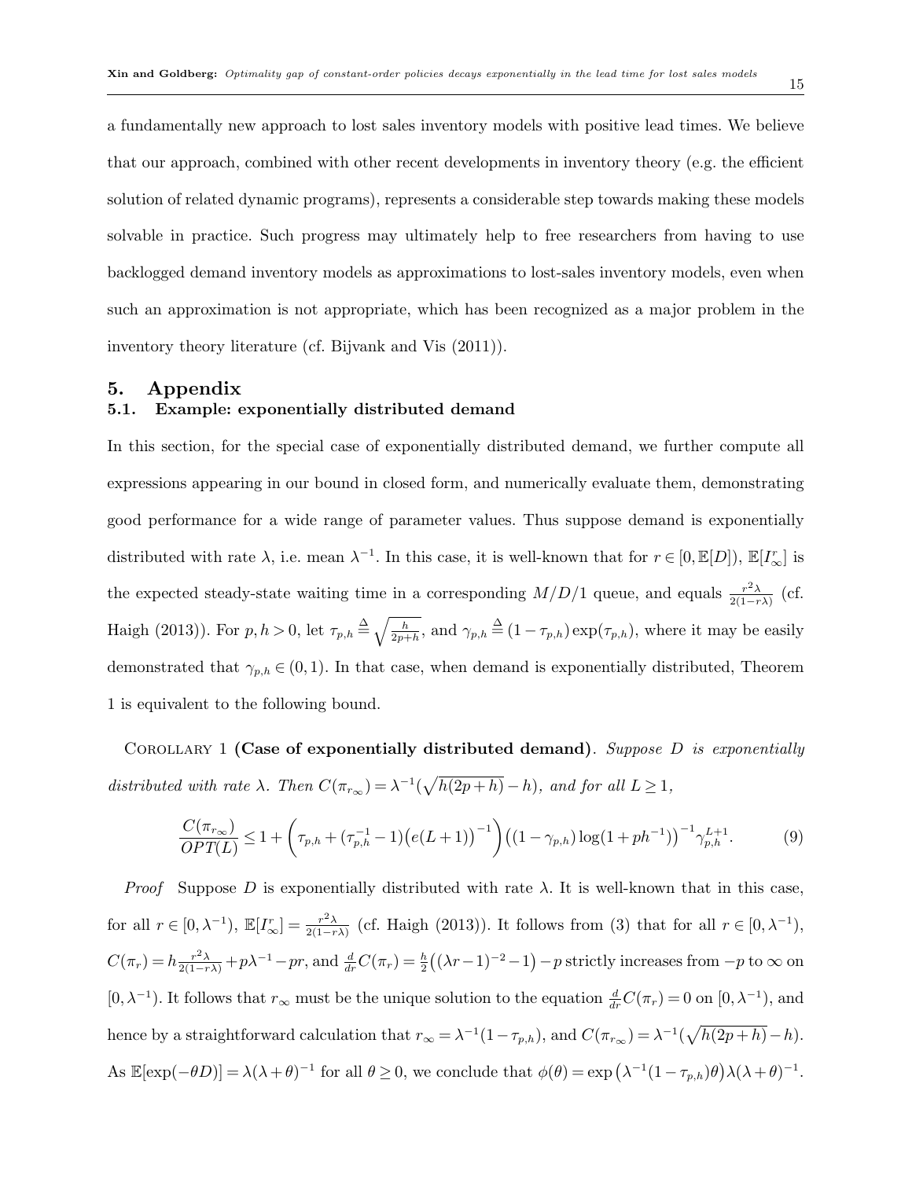a fundamentally new approach to lost sales inventory models with positive lead times. We believe that our approach, combined with other recent developments in inventory theory (e.g. the efficient solution of related dynamic programs), represents a considerable step towards making these models solvable in practice. Such progress may ultimately help to free researchers from having to use backlogged demand inventory models as approximations to lost-sales inventory models, even when such an approximation is not appropriate, which has been recognized as a major problem in the inventory theory literature (cf. Bijvank and Vis (2011)).

## 5. Appendix

### 5.1. Example: exponentially distributed demand

In this section, for the special case of exponentially distributed demand, we further compute all expressions appearing in our bound in closed form, and numerically evaluate them, demonstrating good performance for a wide range of parameter values. Thus suppose demand is exponentially distributed with rate $\lambda$, i.e. mean $\lambda^{-1}$. In this case, it is well-known that for $r \in [0, \mathbb{E}[D])$, $\mathbb{E}[I^r_\infty]$ is the expected steady-state waiting time in a corresponding $M/D/1$ queue, and equals $\frac{r^2\lambda}{2(1-r\lambda)}$ (cf. Haigh (2013)). For $p, h > 0$, let $\tau_{p,h} \overset{\Delta}{=} \sqrt{\frac{h}{2p+h}}$, and $\gamma_{p,h} \overset{\Delta}{=} (1 - \tau_{p,h}) \exp(\tau_{p,h})$, where it may be easily demonstrated that $\gamma_{p,h} \in (0, 1)$. In that case, when demand is exponentially distributed, Theorem 1 is equivalent to the following bound.

Corollary 1 **(Case of exponentially distributed demand)**. *Suppose $D$ is exponentially distributed with rate $\lambda$. Then $C(\pi_{r_\infty}) = \lambda^{-1}(\sqrt{h(2p+h)} - h)$, and for all $L \geq 1$,*

$$\frac{C(\pi_{r_\infty})}{OPT(L)} \leq 1 + \left(\tau_{p,h} + (\tau_{p,h}^{-1} - 1)\big(e(L+1)\big)^{-1}\right)\big((1 - \gamma_{p,h})\log(1 + ph^{-1})\big)^{-1} \gamma_{p,h}^{L+1}. \tag{9}$$

*Proof* Suppose $D$ is exponentially distributed with rate $\lambda$. It is well-known that in this case, for all $r \in [0, \lambda^{-1})$, $\mathbb{E}[I^r_\infty] = \frac{r^2\lambda}{2(1-r\lambda)}$ (cf. Haigh (2013)). It follows from (3) that for all $r \in [0, \lambda^{-1})$, $C(\pi_r) = h\frac{r^2\lambda}{2(1-r\lambda)} + p\lambda^{-1} - pr$, and $\frac{d}{dr}C(\pi_r) = \frac{h}{2}\big((\lambda r - 1)^{-2} - 1\big) - p$ strictly increases from $-p$ to $\infty$ on $[0, \lambda^{-1})$. It follows that $r_\infty$ must be the unique solution to the equation $\frac{d}{dr}C(\pi_r) = 0$ on $[0, \lambda^{-1})$, and hence by a straightforward calculation that $r_\infty = \lambda^{-1}(1 - \tau_{p,h})$, and $C(\pi_{r_\infty}) = \lambda^{-1}(\sqrt{h(2p+h)} - h)$. As $\mathbb{E}[\exp(-\theta D)] = \lambda(\lambda + \theta)^{-1}$ for all $\theta \geq 0$, we conclude that $\phi(\theta) = \exp\big(\lambda^{-1}(1 - \tau_{p,h})\theta\big)\lambda(\lambda + \theta)^{-1}$.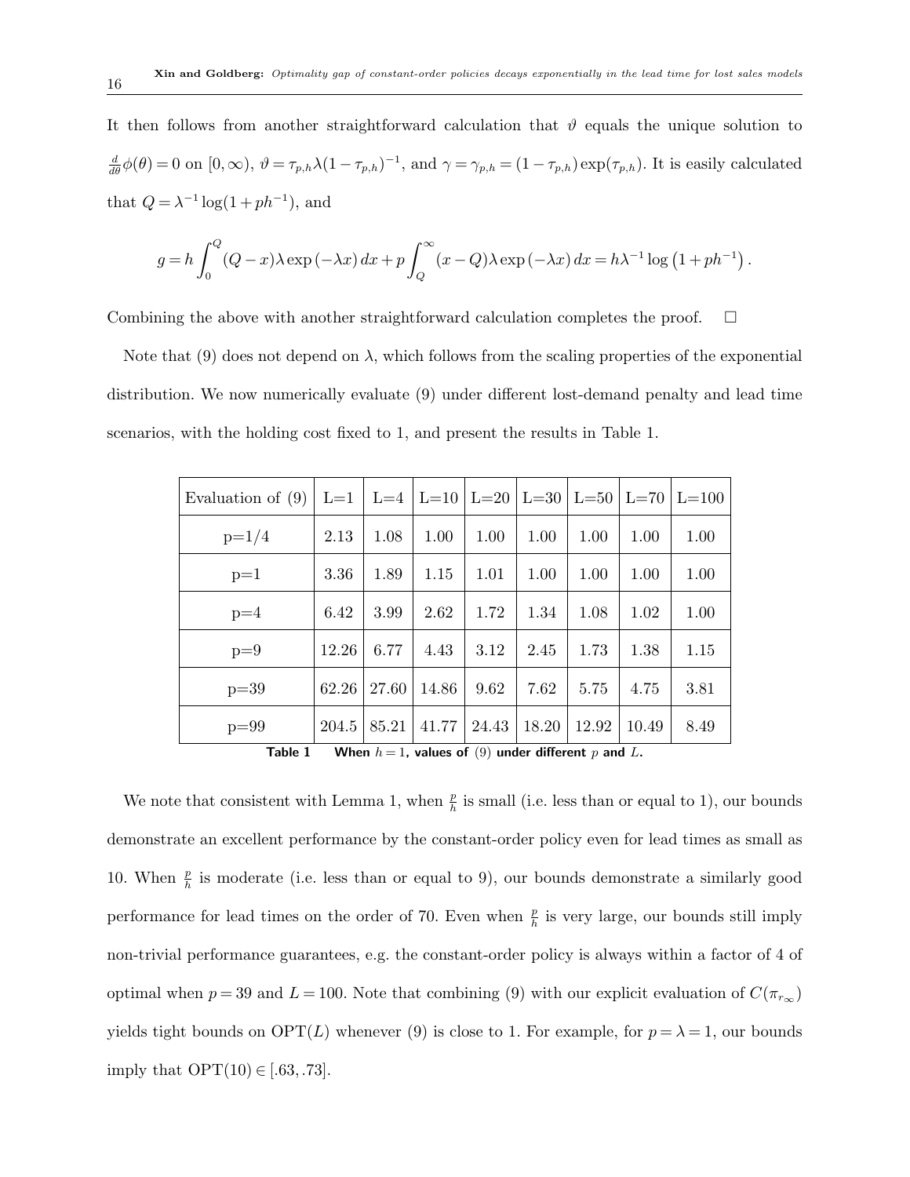It then follows from another straightforward calculation that $\vartheta$ equals the unique solution to $\frac{d}{d\theta}\phi(\theta)=0$ on $[0,\infty)$, $\vartheta=\tau_{p,h}\lambda(1-\tau_{p,h})^{-1}$, and $\gamma=\gamma_{p,h}=(1-\tau_{p,h})\exp(\tau_{p,h})$. It is easily calculated that $Q=\lambda^{-1}\log(1+ph^{-1})$, and

$$g=h\int_0^Q (Q-x)\lambda\exp(-\lambda x)\,dx+p\int_Q^\infty (x-Q)\lambda\exp(-\lambda x)\,dx=h\lambda^{-1}\log\left(1+ph^{-1}\right).$$

Combining the above with another straightforward calculation completes the proof. $\square$

Note that (9) does not depend on $\lambda$, which follows from the scaling properties of the exponential distribution. We now numerically evaluate (9) under different lost-demand penalty and lead time scenarios, with the holding cost fixed to 1, and present the results in Table 1.

| Evaluation of (9) | L=1 | L=4 | L=10 | L=20 | L=30 | L=50 | L=70 | L=100 |
|---|---|---|---|---|---|---|---|---|
| p=1/4 | 2.13 | 1.08 | 1.00 | 1.00 | 1.00 | 1.00 | 1.00 | 1.00 |
| p=1 | 3.36 | 1.89 | 1.15 | 1.01 | 1.00 | 1.00 | 1.00 | 1.00 |
| p=4 | 6.42 | 3.99 | 2.62 | 1.72 | 1.34 | 1.08 | 1.02 | 1.00 |
| p=9 | 12.26 | 6.77 | 4.43 | 3.12 | 2.45 | 1.73 | 1.38 | 1.15 |
| p=39 | 62.26 | 27.60 | 14.86 | 9.62 | 7.62 | 5.75 | 4.75 | 3.81 |
| p=99 | 204.5 | 85.21 | 41.77 | 24.43 | 18.20 | 12.92 | 10.49 | 8.49 |

**Table 1** **When $h=1$, values of (9) under different $p$ and $L$.**

We note that consistent with Lemma 1, when $\frac{p}{h}$ is small (i.e. less than or equal to 1), our bounds demonstrate an excellent performance by the constant-order policy even for lead times as small as 10. When $\frac{p}{h}$ is moderate (i.e. less than or equal to 9), our bounds demonstrate a similarly good performance for lead times on the order of 70. Even when $\frac{p}{h}$ is very large, our bounds still imply non-trivial performance guarantees, e.g. the constant-order policy is always within a factor of 4 of optimal when $p=39$ and $L=100$. Note that combining (9) with our explicit evaluation of $C(\pi_{r_\infty})$ yields tight bounds on $\text{OPT}(L)$ whenever (9) is close to 1. For example, for $p=\lambda=1$, our bounds imply that $\text{OPT}(10)\in[.63,.73]$.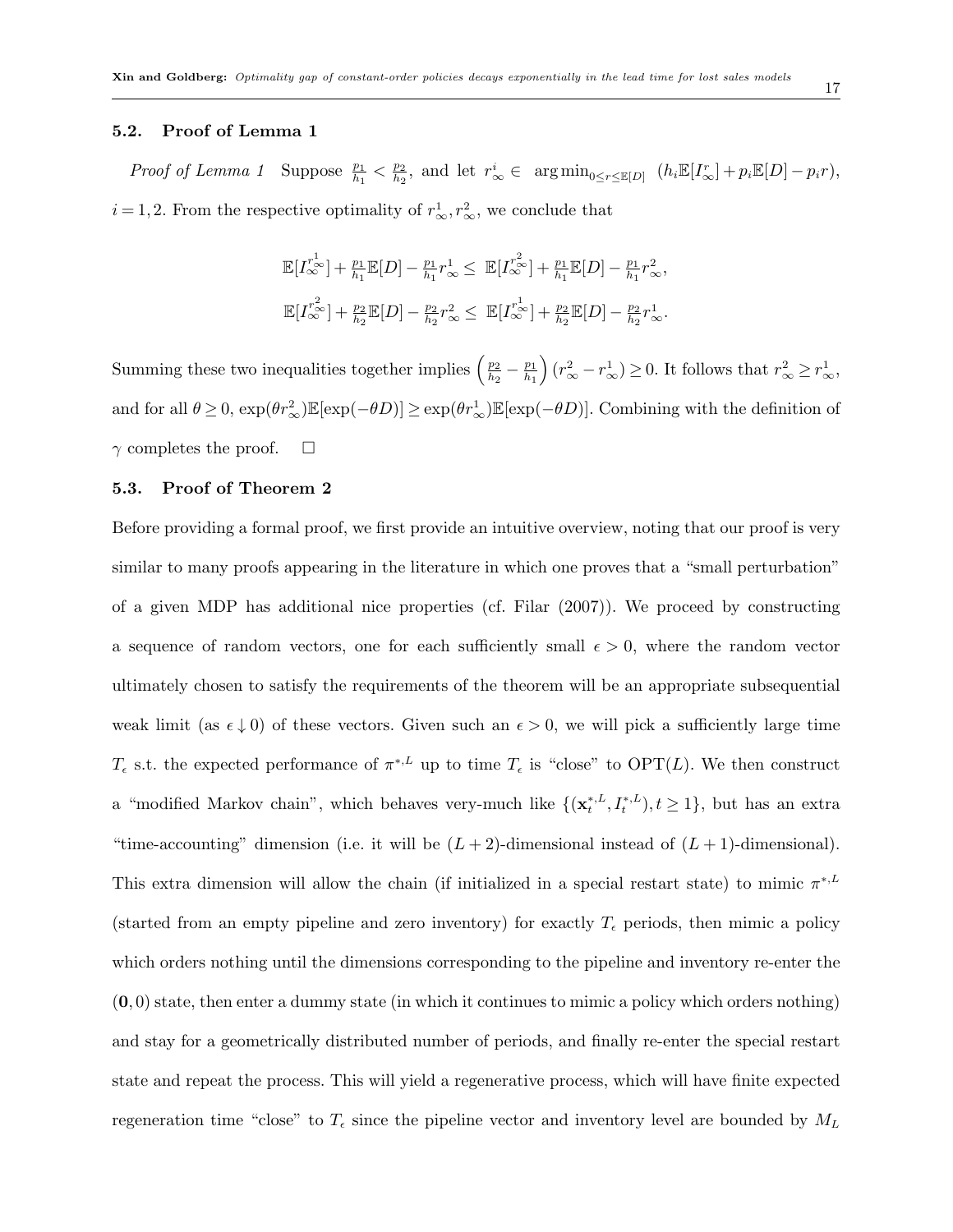### 5.2. Proof of Lemma 1

*Proof of Lemma 1* Suppose $\frac{p_1}{h_1} < \frac{p_2}{h_2}$, and let $r^i_\infty \in \arg\min_{0 \leq r \leq \mathbb{E}[D]} \ (h_i \mathbb{E}[I^r_\infty] + p_i \mathbb{E}[D] - p_i r)$, $i = 1, 2$. From the respective optimality of $r^1_\infty, r^2_\infty$, we conclude that

$$
\mathbb{E}[I^{r^1_\infty}_\infty] + \tfrac{p_1}{h_1}\mathbb{E}[D] - \tfrac{p_1}{h_1} r^1_\infty \leq \ \mathbb{E}[I^{r^2_\infty}_\infty] + \tfrac{p_1}{h_1}\mathbb{E}[D] - \tfrac{p_1}{h_1} r^2_\infty,
$$

$$
\mathbb{E}[I^{r^2_\infty}_\infty] + \tfrac{p_2}{h_2}\mathbb{E}[D] - \tfrac{p_2}{h_2} r^2_\infty \leq \ \mathbb{E}[I^{r^1_\infty}_\infty] + \tfrac{p_2}{h_2}\mathbb{E}[D] - \tfrac{p_2}{h_2} r^1_\infty.
$$

Summing these two inequalities together implies $\left(\frac{p_2}{h_2} - \frac{p_1}{h_1}\right)(r^2_\infty - r^1_\infty) \geq 0$. It follows that $r^2_\infty \geq r^1_\infty$, and for all $\theta \geq 0$, $\exp(\theta r^2_\infty)\mathbb{E}[\exp(-\theta D)] \geq \exp(\theta r^1_\infty)\mathbb{E}[\exp(-\theta D)]$. Combining with the definition of $\gamma$ completes the proof. $\square$

### 5.3. Proof of Theorem 2

Before providing a formal proof, we first provide an intuitive overview, noting that our proof is very similar to many proofs appearing in the literature in which one proves that a "small perturbation" of a given MDP has additional nice properties (cf. Filar (2007)). We proceed by constructing a sequence of random vectors, one for each sufficiently small $\epsilon > 0$, where the random vector ultimately chosen to satisfy the requirements of the theorem will be an appropriate subsequential weak limit (as $\epsilon \downarrow 0$) of these vectors. Given such an $\epsilon > 0$, we will pick a sufficiently large time $T_\epsilon$ s.t. the expected performance of $\pi^{*,L}$ up to time $T_\epsilon$ is "close" to $\text{OPT}(L)$. We then construct a "modified Markov chain", which behaves very-much like $\{(\mathbf{x}^{*,L}_t, I^{*,L}_t), t \geq 1\}$, but has an extra "time-accounting" dimension (i.e. it will be $(L+2)$-dimensional instead of $(L+1)$-dimensional). This extra dimension will allow the chain (if initialized in a special restart state) to mimic $\pi^{*,L}$ (started from an empty pipeline and zero inventory) for exactly $T_\epsilon$ periods, then mimic a policy which orders nothing until the dimensions corresponding to the pipeline and inventory re-enter the $(\mathbf{0}, 0)$ state, then enter a dummy state (in which it continues to mimic a policy which orders nothing) and stay for a geometrically distributed number of periods, and finally re-enter the special restart state and repeat the process. This will yield a regenerative process, which will have finite expected regeneration time "close" to $T_\epsilon$ since the pipeline vector and inventory level are bounded by $M_L$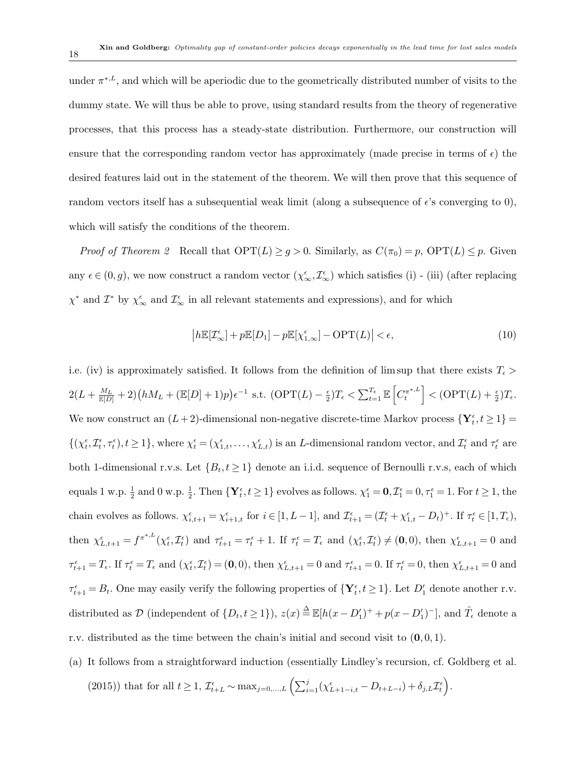under $\pi^{*,L}$, and which will be aperiodic due to the geometrically distributed number of visits to the dummy state. We will thus be able to prove, using standard results from the theory of regenerative processes, that this process has a steady-state distribution. Furthermore, our construction will ensure that the corresponding random vector has approximately (made precise in terms of $\epsilon$) the desired features laid out in the statement of the theorem. We will then prove that this sequence of random vectors itself has a subsequential weak limit (along a subsequence of $\epsilon$'s converging to 0), which will satisfy the conditions of the theorem.

*Proof of Theorem 2* Recall that $\text{OPT}(L) \geq g > 0$. Similarly, as $C(\pi_0) = p$, $\text{OPT}(L) \leq p$. Given any $\epsilon \in (0, g)$, we now construct a random vector $(\chi^{\epsilon}_{\infty}, \mathcal{I}^{\epsilon}_{\infty})$ which satisfies (i) - (iii) (after replacing $\chi^*$ and $\mathcal{I}^*$ by $\chi^{\epsilon}_{\infty}$ and $\mathcal{I}^{\epsilon}_{\infty}$ in all relevant statements and expressions), and for which

$$\left| h\mathbb{E}[\mathcal{I}^{\epsilon}_{\infty}] + p\mathbb{E}[D_1] - p\mathbb{E}[\chi^{\epsilon}_{1,\infty}] - \text{OPT}(L) \right| < \epsilon, \tag{10}$$

i.e. (iv) is approximately satisfied. It follows from the definition of lim sup that there exists $T_{\epsilon} > 2(L + \frac{M_L}{\mathbb{E}[D]} + 2)\big(hM_L + (\mathbb{E}[D] + 1)p\big)\epsilon^{-1}$ s.t. $(\text{OPT}(L) - \frac{\epsilon}{2})T_{\epsilon} < \sum_{t=1}^{T_{\epsilon}} \mathbb{E}\left[C^{\pi^{*,L}}_t\right] < (\text{OPT}(L) + \frac{\epsilon}{2})T_{\epsilon}$. We now construct an $(L+2)$-dimensional non-negative discrete-time Markov process $\{\mathbf{Y}^{\epsilon}_t, t \geq 1\} = \{(\chi^{\epsilon}_t, \mathcal{I}^{\epsilon}_t, \tau^{\epsilon}_t), t \geq 1\}$, where $\chi^{\epsilon}_t = (\chi^{\epsilon}_{1,t}, \ldots, \chi^{\epsilon}_{L,t})$ is an $L$-dimensional random vector, and $\mathcal{I}^{\epsilon}_t$ and $\tau^{\epsilon}_t$ are both 1-dimensional r.v.s. Let $\{B_t, t \geq 1\}$ denote an i.i.d. sequence of Bernoulli r.v.s, each of which equals 1 w.p. $\frac{1}{2}$ and 0 w.p. $\frac{1}{2}$. Then $\{\mathbf{Y}^{\epsilon}_t, t \geq 1\}$ evolves as follows. $\chi^{\epsilon}_1 = \mathbf{0}, \mathcal{I}^{\epsilon}_1 = 0, \tau^{\epsilon}_1 = 1$. For $t \geq 1$, the chain evolves as follows. $\chi^{\epsilon}_{i,t+1} = \chi^{\epsilon}_{i+1,t}$ for $i \in [1, L-1]$, and $\mathcal{I}^{\epsilon}_{t+1} = (\mathcal{I}^{\epsilon}_t + \chi^{\epsilon}_{1,t} - D_t)^+$. If $\tau^{\epsilon}_t \in [1, T_{\epsilon})$, then $\chi^{\epsilon}_{L,t+1} = f^{\pi^{*,L}}(\chi^{\epsilon}_t, \mathcal{I}^{\epsilon}_t)$ and $\tau^{\epsilon}_{t+1} = \tau^{\epsilon}_t + 1$. If $\tau^{\epsilon}_t = T_{\epsilon}$ and $(\chi^{\epsilon}_t, \mathcal{I}^{\epsilon}_t) \neq (\mathbf{0}, 0)$, then $\chi^{\epsilon}_{L,t+1} = 0$ and $\tau^{\epsilon}_{t+1} = T_{\epsilon}$. If $\tau^{\epsilon}_t = T_{\epsilon}$ and $(\chi^{\epsilon}_t, \mathcal{I}^{\epsilon}_t) = (\mathbf{0}, 0)$, then $\chi^{\epsilon}_{L,t+1} = 0$ and $\tau^{\epsilon}_{t+1} = 0$. If $\tau^{\epsilon}_t = 0$, then $\chi^{\epsilon}_{L,t+1} = 0$ and $\tau^{\epsilon}_{t+1} = B_t$. One may easily verify the following properties of $\{\mathbf{Y}^{\epsilon}_t, t \geq 1\}$. Let $D'_1$ denote another r.v. distributed as $\mathcal{D}$ (independent of $\{D_t, t \geq 1\}$), $z(x) \stackrel{\Delta}{=} \mathbb{E}[h(x - D'_1)^+ + p(x - D'_1)^-]$, and $\hat{T}_{\epsilon}$ denote a r.v. distributed as the time between the chain's initial and second visit to $(\mathbf{0}, 0, 1)$.

(a) It follows from a straightforward induction (essentially Lindley's recursion, cf. Goldberg et al. (2015)) that for all $t \geq 1$, $\mathcal{I}^{\epsilon}_{t+L} \sim \max_{j=0,\ldots,L} \left( \sum_{i=1}^{j} (\chi^{\epsilon}_{L+1-i,t} - D_{t+L-i}) + \delta_{j,L}\mathcal{I}^{\epsilon}_t \right)$.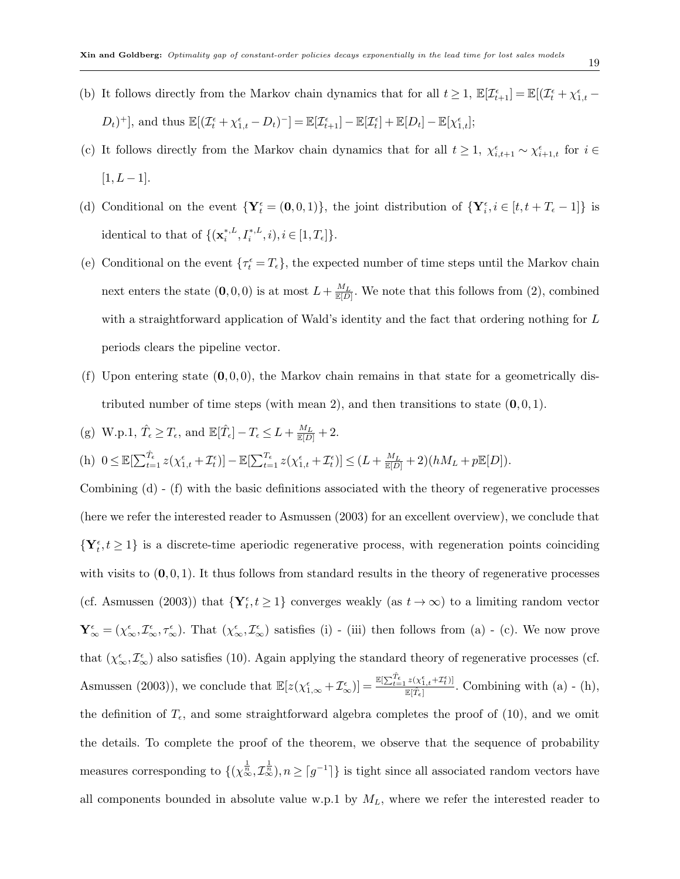(b) It follows directly from the Markov chain dynamics that for all $t \geq 1$, $\mathbb{E}[\mathcal{I}^{\epsilon}_{t+1}] = \mathbb{E}[(\mathcal{I}^{\epsilon}_t + \chi^{\epsilon}_{1,t} - D_t)^+]$, and thus $\mathbb{E}[(\mathcal{I}^{\epsilon}_t + \chi^{\epsilon}_{1,t} - D_t)^-] = \mathbb{E}[\mathcal{I}^{\epsilon}_{t+1}] - \mathbb{E}[\mathcal{I}^{\epsilon}_t] + \mathbb{E}[D_t] - \mathbb{E}[\chi^{\epsilon}_{1,t}]$;

(c) It follows directly from the Markov chain dynamics that for all $t \geq 1$, $\chi^{\epsilon}_{i,t+1} \sim \chi^{\epsilon}_{i+1,t}$ for $i \in [1, L-1]$.

(d) Conditional on the event $\{\mathbf{Y}^{\epsilon}_t = (\mathbf{0}, 0, 1)\}$, the joint distribution of $\{\mathbf{Y}^{\epsilon}_i, i \in [t, t + T_{\epsilon} - 1]\}$ is identical to that of $\{(\mathbf{x}^{*,L}_i, I^{*,L}_i, i), i \in [1, T_{\epsilon}]\}$.

(e) Conditional on the event $\{\tau^{\epsilon}_t = T_{\epsilon}\}$, the expected number of time steps until the Markov chain next enters the state $(\mathbf{0}, 0, 0)$ is at most $L + \frac{M_L}{\mathbb{E}[D]}$. We note that this follows from (2), combined with a straightforward application of Wald's identity and the fact that ordering nothing for $L$ periods clears the pipeline vector.

(f) Upon entering state $(\mathbf{0}, 0, 0)$, the Markov chain remains in that state for a geometrically distributed number of time steps (with mean 2), and then transitions to state $(\mathbf{0}, 0, 1)$.

(g) W.p.1, $\hat{T}_{\epsilon} \geq T_{\epsilon}$, and $\mathbb{E}[\hat{T}_{\epsilon}] - T_{\epsilon} \leq L + \frac{M_L}{\mathbb{E}[D]} + 2$.

(h) $0 \leq \mathbb{E}[\sum_{t=1}^{\hat{T}_{\epsilon}} z(\chi^{\epsilon}_{1,t} + \mathcal{I}^{\epsilon}_t)] - \mathbb{E}[\sum_{t=1}^{T_{\epsilon}} z(\chi^{\epsilon}_{1,t} + \mathcal{I}^{\epsilon}_t)] \leq (L + \frac{M_L}{\mathbb{E}[D]} + 2)(hM_L + p\mathbb{E}[D])$.

Combining (d) - (f) with the basic definitions associated with the theory of regenerative processes (here we refer the interested reader to Asmussen (2003) for an excellent overview), we conclude that $\{\mathbf{Y}^{\epsilon}_t, t \geq 1\}$ is a discrete-time aperiodic regenerative process, with regeneration points coinciding with visits to $(\mathbf{0}, 0, 1)$. It thus follows from standard results in the theory of regenerative processes (cf. Asmussen (2003)) that $\{\mathbf{Y}^{\epsilon}_t, t \geq 1\}$ converges weakly (as $t \to \infty$) to a limiting random vector $\mathbf{Y}^{\epsilon}_{\infty} = (\chi^{\epsilon}_{\infty}, \mathcal{I}^{\epsilon}_{\infty}, \tau^{\epsilon}_{\infty})$. That $(\chi^{\epsilon}_{\infty}, \mathcal{I}^{\epsilon}_{\infty})$ satisfies (i) - (iii) then follows from (a) - (c). We now prove that $(\chi^{\epsilon}_{\infty}, \mathcal{I}^{\epsilon}_{\infty})$ also satisfies (10). Again applying the standard theory of regenerative processes (cf. Asmussen (2003)), we conclude that $\mathbb{E}[z(\chi^{\epsilon}_{1,\infty} + \mathcal{I}^{\epsilon}_{\infty})] = \frac{\mathbb{E}[\sum_{t=1}^{\hat{T}_{\epsilon}} z(\chi^{\epsilon}_{1,t} + \mathcal{I}^{\epsilon}_t)]}{\mathbb{E}[\hat{T}_{\epsilon}]}$. Combining with (a) - (h), the definition of $T_{\epsilon}$, and some straightforward algebra completes the proof of (10), and we omit the details. To complete the proof of the theorem, we observe that the sequence of probability measures corresponding to $\{(\chi^{\frac{1}{n}}_{\infty}, \mathcal{I}^{\frac{1}{n}}_{\infty}), n \geq \lceil g^{-1} \rceil\}$ is tight since all associated random vectors have all components bounded in absolute value w.p.1 by $M_L$, where we refer the interested reader to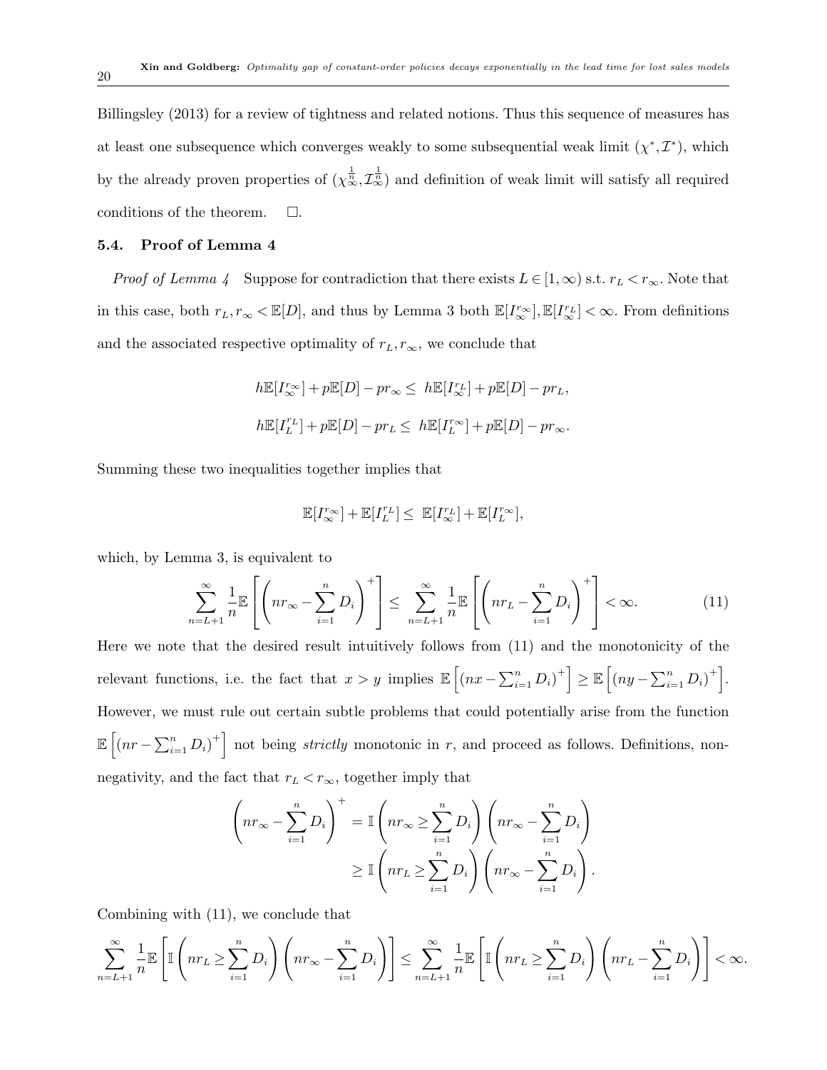Billingsley (2013) for a review of tightness and related notions. Thus this sequence of measures has at least one subsequence which converges weakly to some subsequential weak limit $(\chi^*, \mathcal{I}^*)$, which by the already proven properties of $(\chi_\infty^{\frac{1}{n}}, \mathcal{I}_\infty^{\frac{1}{n}})$ and definition of weak limit will satisfy all required conditions of the theorem. $\square$.

### 5.4. Proof of Lemma 4

*Proof of Lemma 4* Suppose for contradiction that there exists $L \in [1, \infty)$ s.t. $r_L < r_\infty$. Note that in this case, both $r_L, r_\infty < \mathbb{E}[D]$, and thus by Lemma 3 both $\mathbb{E}[I_\infty^{r_\infty}], \mathbb{E}[I_\infty^{r_L}] < \infty$. From definitions and the associated respective optimality of $r_L, r_\infty$, we conclude that

$$
h\mathbb{E}[I_\infty^{r_\infty}] + p\mathbb{E}[D] - pr_\infty \leq \; h\mathbb{E}[I_\infty^{r_L}] + p\mathbb{E}[D] - pr_L,
$$

$$
h\mathbb{E}[I_L^{r_L}] + p\mathbb{E}[D] - pr_L \leq \; h\mathbb{E}[I_L^{r_\infty}] + p\mathbb{E}[D] - pr_\infty.
$$

Summing these two inequalities together implies that

$$
\mathbb{E}[I_\infty^{r_\infty}] + \mathbb{E}[I_L^{r_L}] \leq \; \mathbb{E}[I_\infty^{r_L}] + \mathbb{E}[I_L^{r_\infty}],
$$

which, by Lemma 3, is equivalent to

$$
\sum_{n=L+1}^{\infty} \frac{1}{n} \mathbb{E}\left[\left(nr_\infty - \sum_{i=1}^{n} D_i\right)^+\right] \leq \; \sum_{n=L+1}^{\infty} \frac{1}{n} \mathbb{E}\left[\left(nr_L - \sum_{i=1}^{n} D_i\right)^+\right] < \infty. \tag{11}
$$

Here we note that the desired result intuitively follows from (11) and the monotonicity of the relevant functions, i.e. the fact that $x > y$ implies $\mathbb{E}\left[\left(nx - \sum_{i=1}^n D_i\right)^+\right] \geq \mathbb{E}\left[\left(ny - \sum_{i=1}^n D_i\right)^+\right]$. However, we must rule out certain subtle problems that could potentially arise from the function $\mathbb{E}\left[\left(nr - \sum_{i=1}^n D_i\right)^+\right]$ not being *strictly* monotonic in $r$, and proceed as follows. Definitions, non-negativity, and the fact that $r_L < r_\infty$, together imply that

$$
\begin{aligned}
\left(nr_\infty - \sum_{i=1}^{n} D_i\right)^+ &= \mathbb{I}\left(nr_\infty \geq \sum_{i=1}^{n} D_i\right)\left(nr_\infty - \sum_{i=1}^{n} D_i\right) \\
&\geq \mathbb{I}\left(nr_L \geq \sum_{i=1}^{n} D_i\right)\left(nr_\infty - \sum_{i=1}^{n} D_i\right).
\end{aligned}
$$

Combining with (11), we conclude that

$$
\sum_{n=L+1}^{\infty} \frac{1}{n} \mathbb{E}\left[\mathbb{I}\left(nr_L \geq \sum_{i=1}^{n} D_i\right)\left(nr_\infty - \sum_{i=1}^{n} D_i\right)\right] \leq \sum_{n=L+1}^{\infty} \frac{1}{n} \mathbb{E}\left[\mathbb{I}\left(nr_L \geq \sum_{i=1}^{n} D_i\right)\left(nr_L - \sum_{i=1}^{n} D_i\right)\right] < \infty.
$$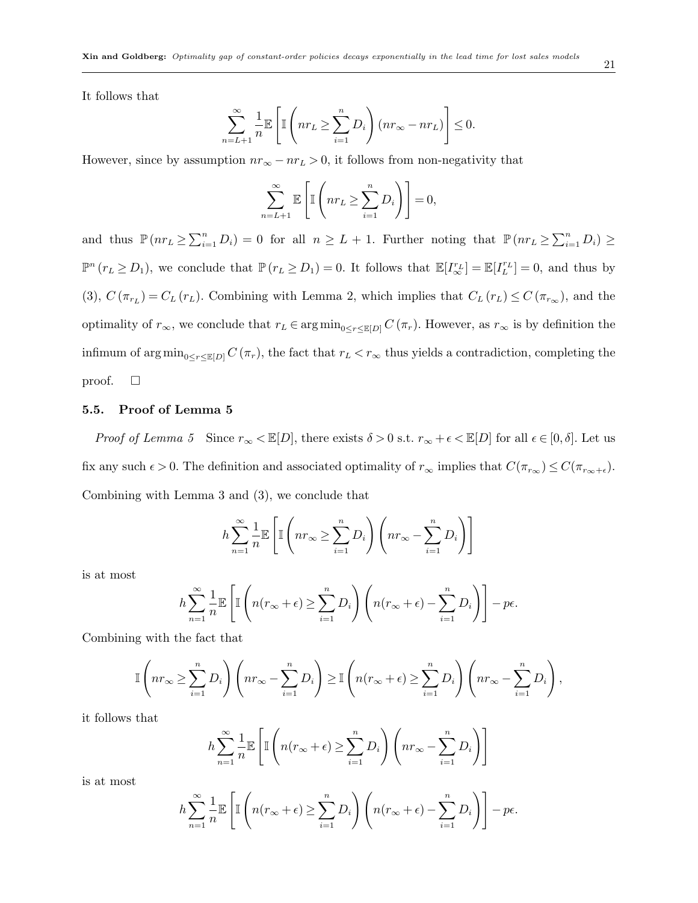It follows that

$$\sum_{n=L+1}^{\infty} \frac{1}{n} \mathbb{E}\left[\mathbb{I}\left(nr_L \geq \sum_{i=1}^{n} D_i\right)(nr_\infty - nr_L)\right] \leq 0.$$

However, since by assumption $nr_\infty - nr_L > 0$, it follows from non-negativity that

$$\sum_{n=L+1}^{\infty} \mathbb{E}\left[\mathbb{I}\left(nr_L \geq \sum_{i=1}^{n} D_i\right)\right] = 0,$$

and thus $\mathbb{P}(nr_L \geq \sum_{i=1}^{n} D_i) = 0$ for all $n \geq L+1$. Further noting that $\mathbb{P}(nr_L \geq \sum_{i=1}^{n} D_i) \geq \mathbb{P}^n(r_L \geq D_1)$, we conclude that $\mathbb{P}(r_L \geq D_1) = 0$. It follows that $\mathbb{E}[I_\infty^{r_L}] = \mathbb{E}[I_L^{r_L}] = 0$, and thus by (3), $C(\pi_{r_L}) = C_L(r_L)$. Combining with Lemma 2, which implies that $C_L(r_L) \leq C(\pi_{r_\infty})$, and the optimality of $r_\infty$, we conclude that $r_L \in \arg\min_{0 \leq r \leq \mathbb{E}[D]} C(\pi_r)$. However, as $r_\infty$ is by definition the infimum of $\arg\min_{0 \leq r \leq \mathbb{E}[D]} C(\pi_r)$, the fact that $r_L < r_\infty$ thus yields a contradiction, completing the proof. $\square$

## 5.5. Proof of Lemma 5

*Proof of Lemma 5* Since $r_\infty < \mathbb{E}[D]$, there exists $\delta > 0$ s.t. $r_\infty + \epsilon < \mathbb{E}[D]$ for all $\epsilon \in [0, \delta]$. Let us fix any such $\epsilon > 0$. The definition and associated optimality of $r_\infty$ implies that $C(\pi_{r_\infty}) \leq C(\pi_{r_\infty + \epsilon})$. Combining with Lemma 3 and (3), we conclude that

$$h \sum_{n=1}^{\infty} \frac{1}{n} \mathbb{E}\left[\mathbb{I}\left(nr_\infty \geq \sum_{i=1}^{n} D_i\right)\left(nr_\infty - \sum_{i=1}^{n} D_i\right)\right]$$

is at most

$$h \sum_{n=1}^{\infty} \frac{1}{n} \mathbb{E}\left[\mathbb{I}\left(n(r_\infty + \epsilon) \geq \sum_{i=1}^{n} D_i\right)\left(n(r_\infty + \epsilon) - \sum_{i=1}^{n} D_i\right)\right] - p\epsilon.$$

Combining with the fact that

$$\mathbb{I}\left(nr_\infty \geq \sum_{i=1}^{n} D_i\right)\left(nr_\infty - \sum_{i=1}^{n} D_i\right) \geq \mathbb{I}\left(n(r_\infty + \epsilon) \geq \sum_{i=1}^{n} D_i\right)\left(nr_\infty - \sum_{i=1}^{n} D_i\right),$$

it follows that

$$h \sum_{n=1}^{\infty} \frac{1}{n} \mathbb{E}\left[\mathbb{I}\left(n(r_\infty + \epsilon) \geq \sum_{i=1}^{n} D_i\right)\left(nr_\infty - \sum_{i=1}^{n} D_i\right)\right]$$

is at most

$$h \sum_{n=1}^{\infty} \frac{1}{n} \mathbb{E}\left[\mathbb{I}\left(n(r_\infty + \epsilon) \geq \sum_{i=1}^{n} D_i\right)\left(n(r_\infty + \epsilon) - \sum_{i=1}^{n} D_i\right)\right] - p\epsilon.$$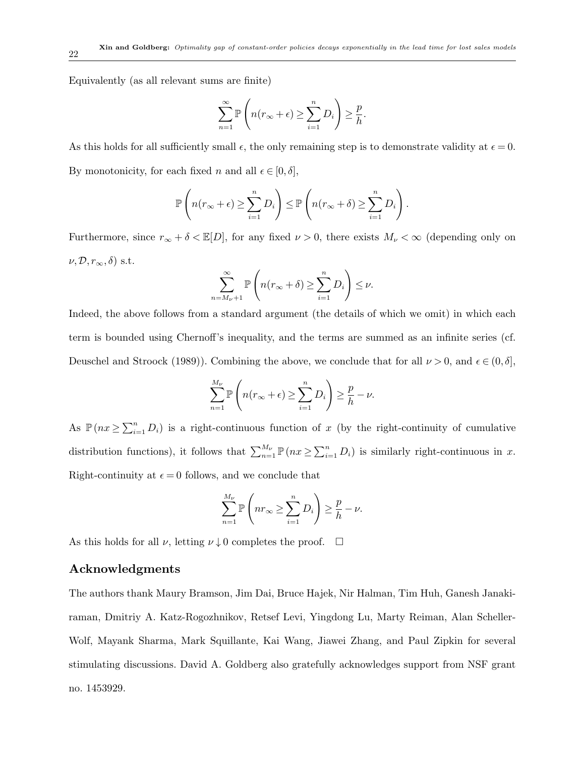Equivalently (as all relevant sums are finite)

$$\sum_{n=1}^{\infty} \mathbb{P}\left(n(r_\infty + \epsilon) \geq \sum_{i=1}^{n} D_i\right) \geq \frac{p}{h}.$$

As this holds for all sufficiently small $\epsilon$, the only remaining step is to demonstrate validity at $\epsilon = 0$. By monotonicity, for each fixed $n$ and all $\epsilon \in [0, \delta]$,

$$\mathbb{P}\left(n(r_\infty + \epsilon) \geq \sum_{i=1}^{n} D_i\right) \leq \mathbb{P}\left(n(r_\infty + \delta) \geq \sum_{i=1}^{n} D_i\right).$$

Furthermore, since $r_\infty + \delta < \mathbb{E}[D]$, for any fixed $\nu > 0$, there exists $M_\nu < \infty$ (depending only on $\nu, \mathcal{D}, r_\infty, \delta$) s.t.

$$\sum_{n=M_\nu+1}^{\infty} \mathbb{P}\left(n(r_\infty + \delta) \geq \sum_{i=1}^{n} D_i\right) \leq \nu.$$

Indeed, the above follows from a standard argument (the details of which we omit) in which each term is bounded using Chernoff's inequality, and the terms are summed as an infinite series (cf. Deuschel and Stroock (1989)). Combining the above, we conclude that for all $\nu > 0$, and $\epsilon \in (0, \delta]$,

$$\sum_{n=1}^{M_\nu} \mathbb{P}\left(n(r_\infty + \epsilon) \geq \sum_{i=1}^{n} D_i\right) \geq \frac{p}{h} - \nu.$$

As $\mathbb{P}\left(nx \geq \sum_{i=1}^{n} D_i\right)$ is a right-continuous function of $x$ (by the right-continuity of cumulative distribution functions), it follows that $\sum_{n=1}^{M_\nu} \mathbb{P}\left(nx \geq \sum_{i=1}^{n} D_i\right)$ is similarly right-continuous in $x$. Right-continuity at $\epsilon = 0$ follows, and we conclude that

$$\sum_{n=1}^{M_\nu} \mathbb{P}\left(nr_\infty \geq \sum_{i=1}^{n} D_i\right) \geq \frac{p}{h} - \nu.$$

As this holds for all $\nu$, letting $\nu \downarrow 0$ completes the proof. $\square$

## Acknowledgments

The authors thank Maury Bramson, Jim Dai, Bruce Hajek, Nir Halman, Tim Huh, Ganesh Janakiraman, Dmitriy A. Katz-Rogozhnikov, Retsef Levi, Yingdong Lu, Marty Reiman, Alan Scheller-Wolf, Mayank Sharma, Mark Squillante, Kai Wang, Jiawei Zhang, and Paul Zipkin for several stimulating discussions. David A. Goldberg also gratefully acknowledges support from NSF grant no. 1453929.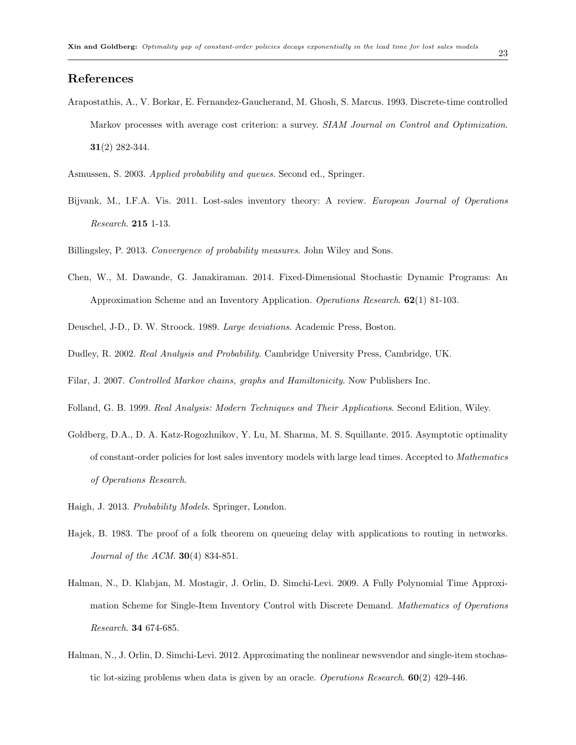## References

Arapostathis, A., V. Borkar, E. Fernandez-Gaucherand, M. Ghosh, S. Marcus. 1993. Discrete-time controlled Markov processes with average cost criterion: a survey. *SIAM Journal on Control and Optimization*. **31**(2) 282-344.

Asmussen, S. 2003. *Applied probability and queues*. Second ed., Springer.

Bijvank, M., I.F.A. Vis. 2011. Lost-sales inventory theory: A review. *European Journal of Operations Research*. **215** 1-13.

Billingsley, P. 2013. *Convergence of probability measures*. John Wiley and Sons.

Chen, W., M. Dawande, G. Janakiraman. 2014. Fixed-Dimensional Stochastic Dynamic Programs: An Approximation Scheme and an Inventory Application. *Operations Research*. **62**(1) 81-103.

Deuschel, J-D., D. W. Stroock. 1989. *Large deviations*. Academic Press, Boston.

Dudley, R. 2002. *Real Analysis and Probability*. Cambridge University Press, Cambridge, UK.

Filar, J. 2007. *Controlled Markov chains, graphs and Hamiltonicity*. Now Publishers Inc.

Folland, G. B. 1999. *Real Analysis: Modern Techniques and Their Applications*. Second Edition, Wiley.

Goldberg, D.A., D. A. Katz-Rogozhnikov, Y. Lu, M. Sharma, M. S. Squillante. 2015. Asymptotic optimality of constant-order policies for lost sales inventory models with large lead times. Accepted to *Mathematics of Operations Research*.

Haigh, J. 2013. *Probability Models*. Springer, London.

Hajek, B. 1983. The proof of a folk theorem on queueing delay with applications to routing in networks. *Journal of the ACM*. **30**(4) 834-851.

Halman, N., D. Klabjan, M. Mostagir, J. Orlin, D. Simchi-Levi. 2009. A Fully Polynomial Time Approximation Scheme for Single-Item Inventory Control with Discrete Demand. *Mathematics of Operations Research*. **34** 674-685.

Halman, N., J. Orlin, D. Simchi-Levi. 2012. Approximating the nonlinear newsvendor and single-item stochastic lot-sizing problems when data is given by an oracle. *Operations Research*. **60**(2) 429-446.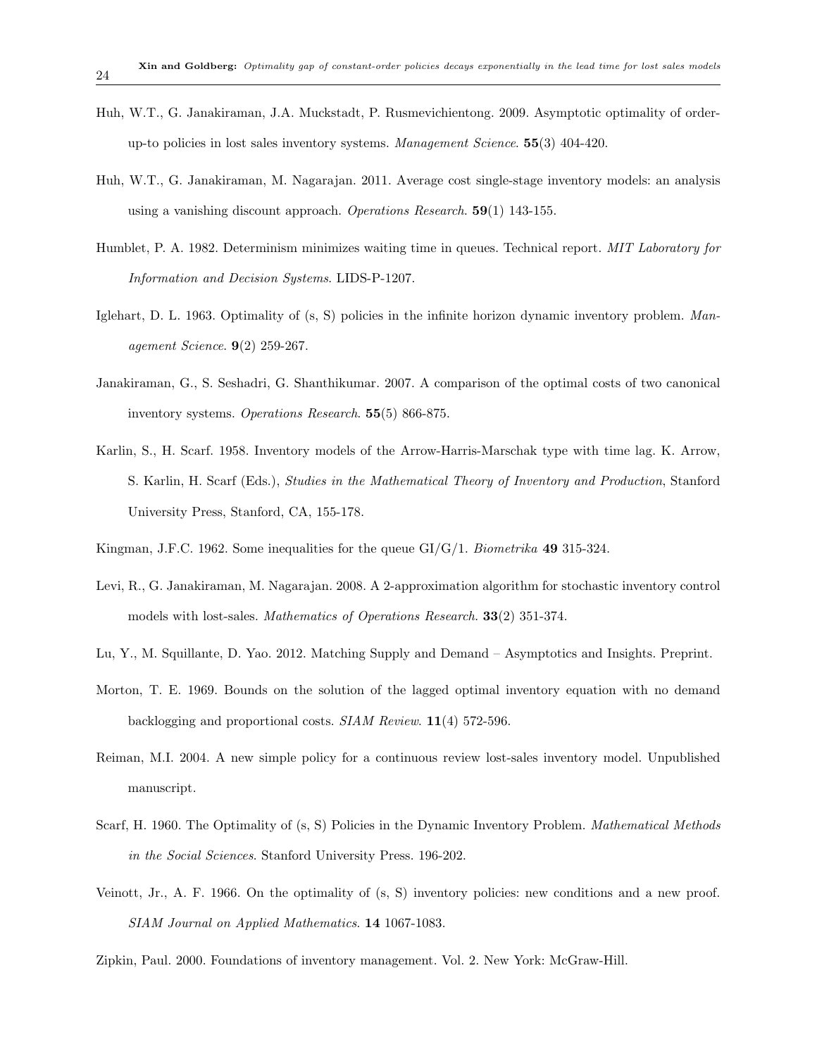Huh, W.T., G. Janakiraman, J.A. Muckstadt, P. Rusmevichientong. 2009. Asymptotic optimality of order-up-to policies in lost sales inventory systems. *Management Science*. **55**(3) 404-420.

Huh, W.T., G. Janakiraman, M. Nagarajan. 2011. Average cost single-stage inventory models: an analysis using a vanishing discount approach. *Operations Research*. **59**(1) 143-155.

Humblet, P. A. 1982. Determinism minimizes waiting time in queues. Technical report. *MIT Laboratory for Information and Decision Systems*. LIDS-P-1207.

Iglehart, D. L. 1963. Optimality of (s, S) policies in the infinite horizon dynamic inventory problem. *Management Science*. **9**(2) 259-267.

Janakiraman, G., S. Seshadri, G. Shanthikumar. 2007. A comparison of the optimal costs of two canonical inventory systems. *Operations Research*. **55**(5) 866-875.

Karlin, S., H. Scarf. 1958. Inventory models of the Arrow-Harris-Marschak type with time lag. K. Arrow, S. Karlin, H. Scarf (Eds.), *Studies in the Mathematical Theory of Inventory and Production*, Stanford University Press, Stanford, CA, 155-178.

Kingman, J.F.C. 1962. Some inequalities for the queue GI/G/1. *Biometrika* **49** 315-324.

Levi, R., G. Janakiraman, M. Nagarajan. 2008. A 2-approximation algorithm for stochastic inventory control models with lost-sales. *Mathematics of Operations Research*. **33**(2) 351-374.

Lu, Y., M. Squillante, D. Yao. 2012. Matching Supply and Demand – Asymptotics and Insights. Preprint.

Morton, T. E. 1969. Bounds on the solution of the lagged optimal inventory equation with no demand backlogging and proportional costs. *SIAM Review*. **11**(4) 572-596.

Reiman, M.I. 2004. A new simple policy for a continuous review lost-sales inventory model. Unpublished manuscript.

Scarf, H. 1960. The Optimality of (s, S) Policies in the Dynamic Inventory Problem. *Mathematical Methods in the Social Sciences*. Stanford University Press. 196-202.

Veinott, Jr., A. F. 1966. On the optimality of (s, S) inventory policies: new conditions and a new proof. *SIAM Journal on Applied Mathematics*. **14** 1067-1083.

Zipkin, Paul. 2000. Foundations of inventory management. Vol. 2. New York: McGraw-Hill.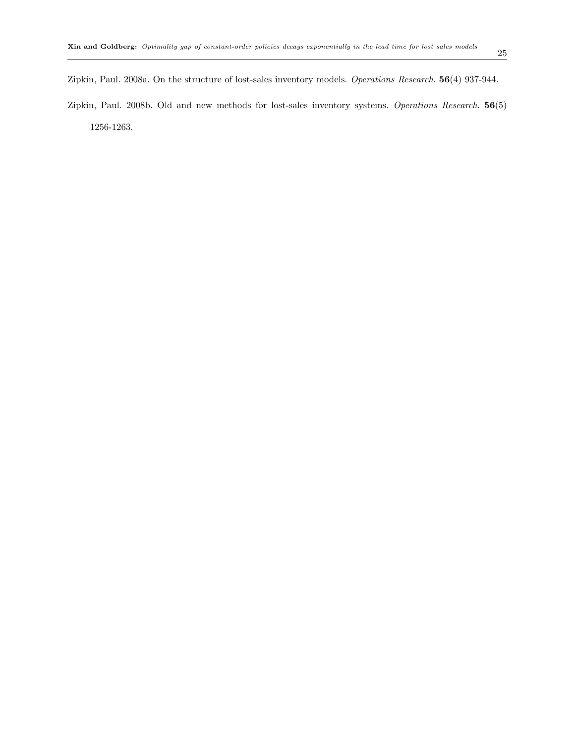Zipkin, Paul. 2008a. On the structure of lost-sales inventory models. *Operations Research*. **56**(4) 937-944.

Zipkin, Paul. 2008b. Old and new methods for lost-sales inventory systems. *Operations Research*. **56**(5) 1256-1263.